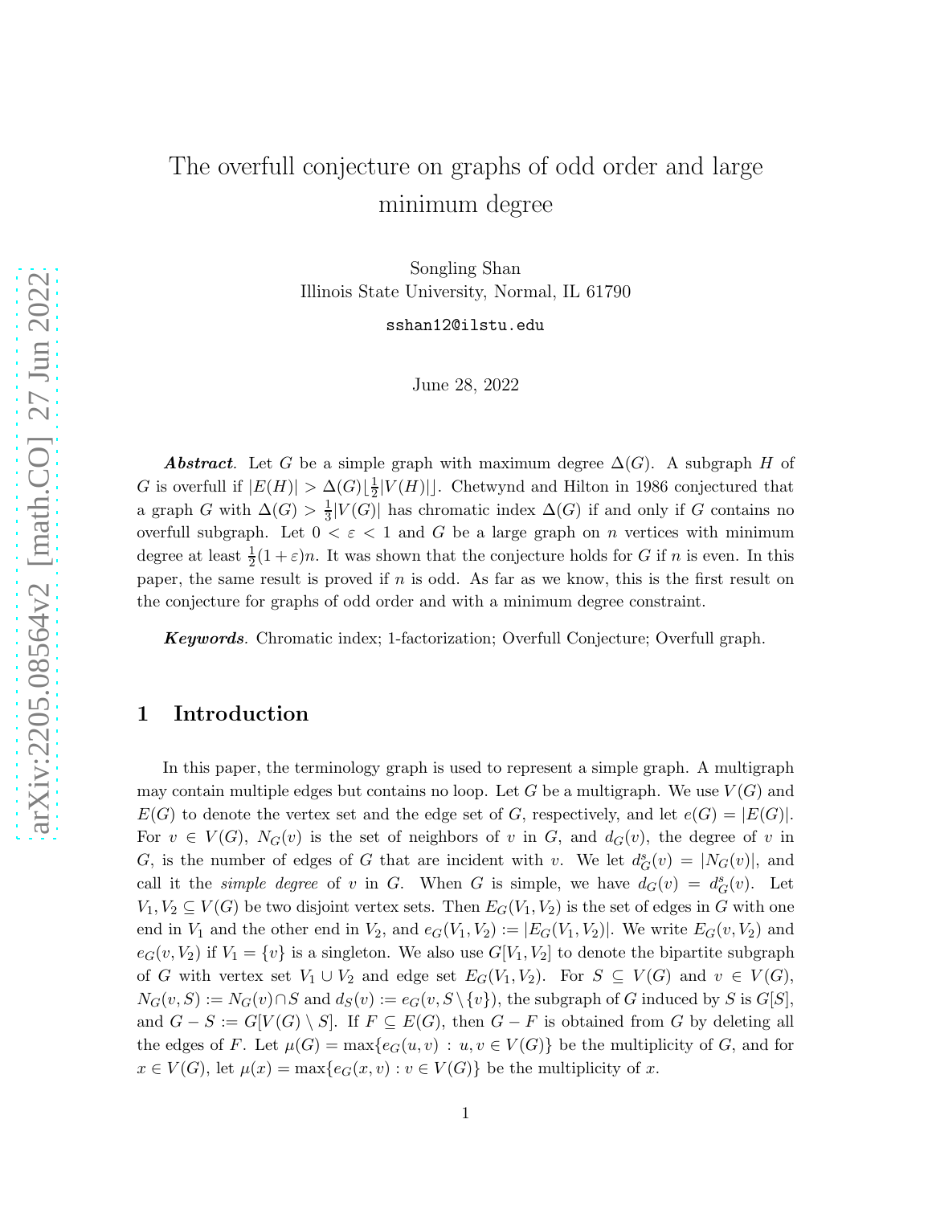# The overfull conjecture on graphs of odd order and large minimum degree

Songling Shan
Illinois State University, Normal, IL 61790

sshan12@ilstu.edu

June 28, 2022

***Abstract*.** Let $G$ be a simple graph with maximum degree $\Delta(G)$. A subgraph $H$ of $G$ is overfull if $|E(H)| > \Delta(G)\lfloor \frac{1}{2}|V(H)| \rfloor$. Chetwynd and Hilton in 1986 conjectured that a graph $G$ with $\Delta(G) > \frac{1}{3}|V(G)|$ has chromatic index $\Delta(G)$ if and only if $G$ contains no overfull subgraph. Let $0 < \varepsilon < 1$ and $G$ be a large graph on $n$ vertices with minimum degree at least $\frac{1}{2}(1+\varepsilon)n$. It was shown that the conjecture holds for $G$ if $n$ is even. In this paper, the same result is proved if $n$ is odd. As far as we know, this is the first result on the conjecture for graphs of odd order and with a minimum degree constraint.

***Keywords*.** Chromatic index; 1-factorization; Overfull Conjecture; Overfull graph.

## 1 Introduction

In this paper, the terminology graph is used to represent a simple graph. A multigraph may contain multiple edges but contains no loop. Let $G$ be a multigraph. We use $V(G)$ and $E(G)$ to denote the vertex set and the edge set of $G$, respectively, and let $e(G) = |E(G)|$. For $v \in V(G)$, $N_G(v)$ is the set of neighbors of $v$ in $G$, and $d_G(v)$, the degree of $v$ in $G$, is the number of edges of $G$ that are incident with $v$. We let $d^s_G(v) = |N_G(v)|$, and call it the *simple degree* of $v$ in $G$. When $G$ is simple, we have $d_G(v) = d^s_G(v)$. Let $V_1, V_2 \subseteq V(G)$ be two disjoint vertex sets. Then $E_G(V_1, V_2)$ is the set of edges in $G$ with one end in $V_1$ and the other end in $V_2$, and $e_G(V_1, V_2) := |E_G(V_1, V_2)|$. We write $E_G(v, V_2)$ and $e_G(v, V_2)$ if $V_1 = \{v\}$ is a singleton. We also use $G[V_1, V_2]$ to denote the bipartite subgraph of $G$ with vertex set $V_1 \cup V_2$ and edge set $E_G(V_1, V_2)$. For $S \subseteq V(G)$ and $v \in V(G)$, $N_G(v, S) := N_G(v) \cap S$ and $d_S(v) := e_G(v, S \setminus \{v\})$, the subgraph of $G$ induced by $S$ is $G[S]$, and $G - S := G[V(G) \setminus S]$. If $F \subseteq E(G)$, then $G - F$ is obtained from $G$ by deleting all the edges of $F$. Let $\mu(G) = \max\{e_G(u, v) : u, v \in V(G)\}$ be the multiplicity of $G$, and for $x \in V(G)$, let $\mu(x) = \max\{e_G(x, v) : v \in V(G)\}$ be the multiplicity of $x$.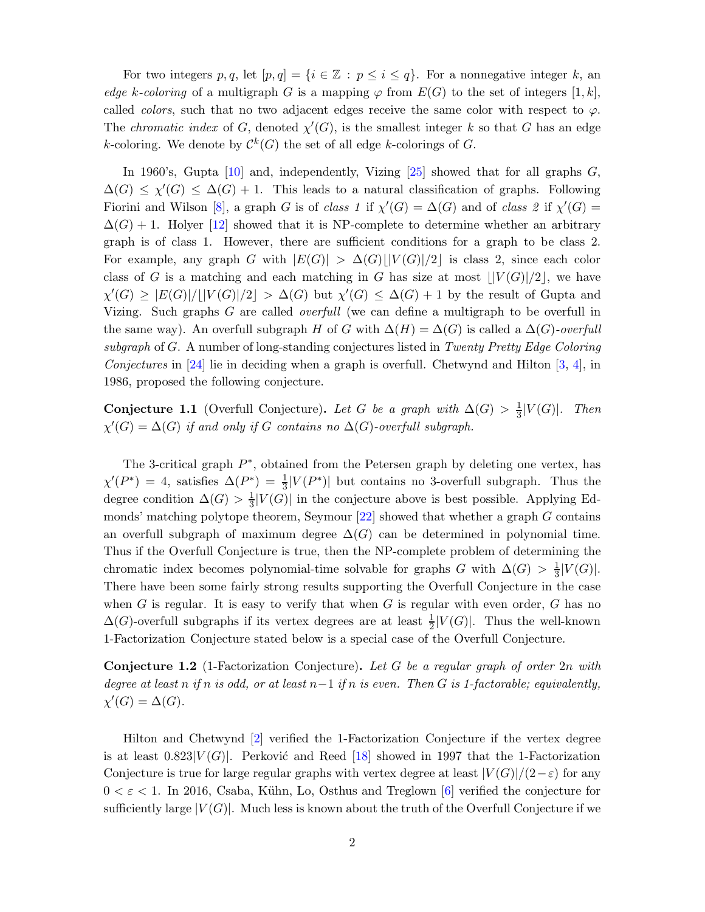For two integers $p, q$, let $[p, q] = \{i \in \mathbb{Z} : p \le i \le q\}$. For a nonnegative integer $k$, an *edge $k$-coloring* of a multigraph $G$ is a mapping $\varphi$ from $E(G)$ to the set of integers $[1, k]$, called *colors*, such that no two adjacent edges receive the same color with respect to $\varphi$. The *chromatic index* of $G$, denoted $\chi'(G)$, is the smallest integer $k$ so that $G$ has an edge $k$-coloring. We denote by $\mathcal{C}^k(G)$ the set of all edge $k$-colorings of $G$.

In 1960's, Gupta [10] and, independently, Vizing [25] showed that for all graphs $G$, $\Delta(G) \le \chi'(G) \le \Delta(G) + 1$. This leads to a natural classification of graphs. Following Fiorini and Wilson [8], a graph $G$ is of *class 1* if $\chi'(G) = \Delta(G)$ and of *class 2* if $\chi'(G) = \Delta(G) + 1$. Holyer [12] showed that it is NP-complete to determine whether an arbitrary graph is of class 1. However, there are sufficient conditions for a graph to be class 2. For example, any graph $G$ with $|E(G)| > \Delta(G)\lfloor |V(G)|/2 \rfloor$ is class 2, since each color class of $G$ is a matching and each matching in $G$ has size at most $\lfloor |V(G)|/2 \rfloor$, we have $\chi'(G) \ge |E(G)|/\lfloor |V(G)|/2 \rfloor > \Delta(G)$ but $\chi'(G) \le \Delta(G) + 1$ by the result of Gupta and Vizing. Such graphs $G$ are called *overfull* (we can define a multigraph to be overfull in the same way). An overfull subgraph $H$ of $G$ with $\Delta(H) = \Delta(G)$ is called a *$\Delta(G)$-overfull subgraph* of $G$. A number of long-standing conjectures listed in *Twenty Pretty Edge Coloring Conjectures* in [24] lie in deciding when a graph is overfull. Chetwynd and Hilton [3, 4], in 1986, proposed the following conjecture.

**Conjecture 1.1** (Overfull Conjecture)**.** *Let $G$ be a graph with $\Delta(G) > \frac{1}{3}|V(G)|$. Then $\chi'(G) = \Delta(G)$ if and only if $G$ contains no $\Delta(G)$-overfull subgraph.*

The 3-critical graph $P^*$, obtained from the Petersen graph by deleting one vertex, has $\chi'(P^*) = 4$, satisfies $\Delta(P^*) = \frac{1}{3}|V(P^*)|$ but contains no 3-overfull subgraph. Thus the degree condition $\Delta(G) > \frac{1}{3}|V(G)|$ in the conjecture above is best possible. Applying Edmonds' matching polytope theorem, Seymour [22] showed that whether a graph $G$ contains an overfull subgraph of maximum degree $\Delta(G)$ can be determined in polynomial time. Thus if the Overfull Conjecture is true, then the NP-complete problem of determining the chromatic index becomes polynomial-time solvable for graphs $G$ with $\Delta(G) > \frac{1}{3}|V(G)|$. There have been some fairly strong results supporting the Overfull Conjecture in the case when $G$ is regular. It is easy to verify that when $G$ is regular with even order, $G$ has no $\Delta(G)$-overfull subgraphs if its vertex degrees are at least $\frac{1}{2}|V(G)|$. Thus the well-known 1-Factorization Conjecture stated below is a special case of the Overfull Conjecture.

**Conjecture 1.2** (1-Factorization Conjecture)**.** *Let $G$ be a regular graph of order $2n$ with degree at least $n$ if $n$ is odd, or at least $n-1$ if $n$ is even. Then $G$ is 1-factorable; equivalently, $\chi'(G) = \Delta(G)$.*

Hilton and Chetwynd [2] verified the 1-Factorization Conjecture if the vertex degree is at least $0.823|V(G)|$. Perković and Reed [18] showed in 1997 that the 1-Factorization Conjecture is true for large regular graphs with vertex degree at least $|V(G)|/(2-\varepsilon)$ for any $0 < \varepsilon < 1$. In 2016, Csaba, Kühn, Lo, Osthus and Treglown [6] verified the conjecture for sufficiently large $|V(G)|$. Much less is known about the truth of the Overfull Conjecture if we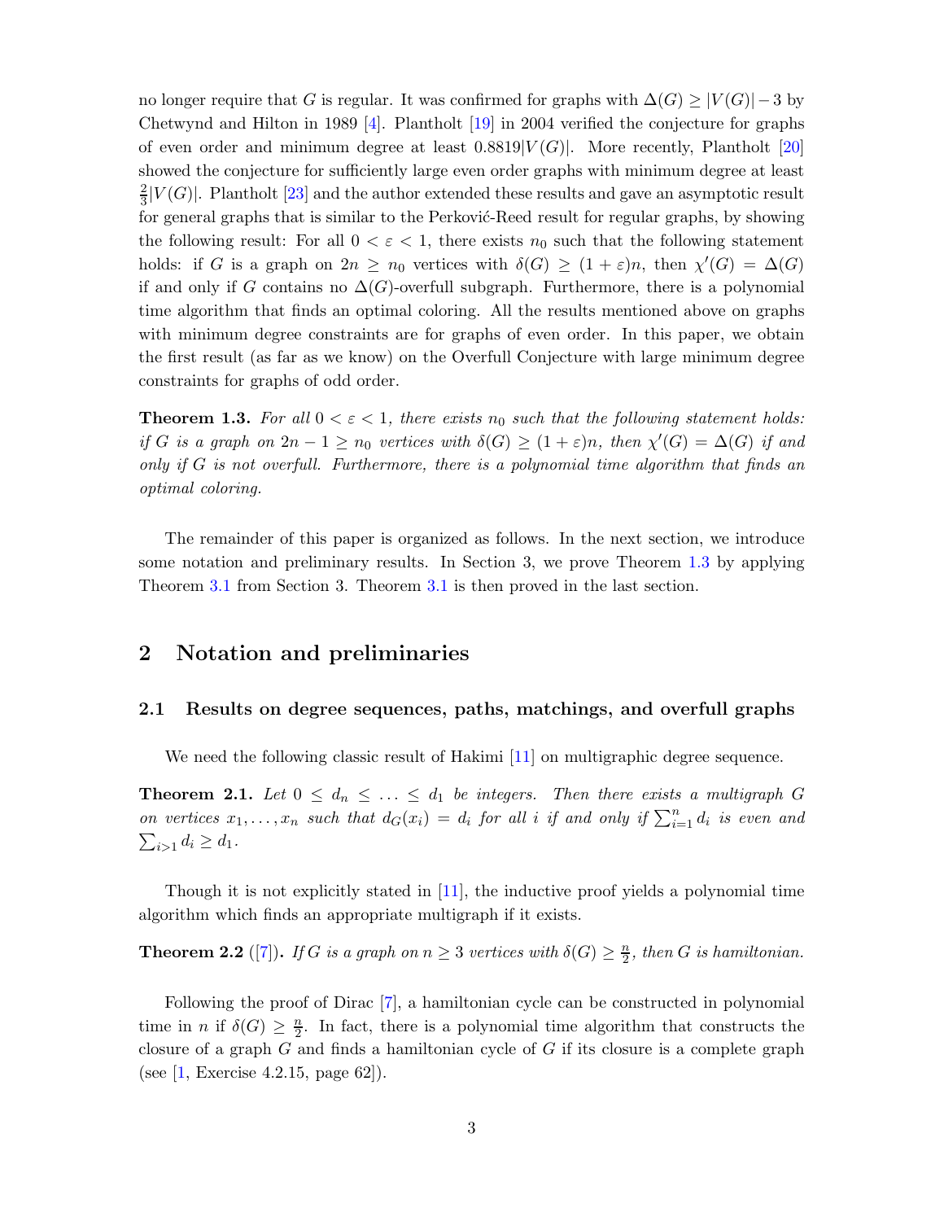no longer require that $G$ is regular. It was confirmed for graphs with $\Delta(G) \geq |V(G)|-3$ by Chetwynd and Hilton in 1989 [4]. Plantholt [19] in 2004 verified the conjecture for graphs of even order and minimum degree at least $0.8819|V(G)|$. More recently, Plantholt [20] showed the conjecture for sufficiently large even order graphs with minimum degree at least $\frac{2}{3}|V(G)|$. Plantholt [23] and the author extended these results and gave an asymptotic result for general graphs that is similar to the Perković-Reed result for regular graphs, by showing the following result: For all $0 < \varepsilon < 1$, there exists $n_0$ such that the following statement holds: if $G$ is a graph on $2n \geq n_0$ vertices with $\delta(G) \geq (1+\varepsilon)n$, then $\chi'(G) = \Delta(G)$ if and only if $G$ contains no $\Delta(G)$-overfull subgraph. Furthermore, there is a polynomial time algorithm that finds an optimal coloring. All the results mentioned above on graphs with minimum degree constraints are for graphs of even order. In this paper, we obtain the first result (as far as we know) on the Overfull Conjecture with large minimum degree constraints for graphs of odd order.

**Theorem 1.3.** *For all $0 < \varepsilon < 1$, there exists $n_0$ such that the following statement holds: if $G$ is a graph on $2n-1 \geq n_0$ vertices with $\delta(G) \geq (1+\varepsilon)n$, then $\chi'(G) = \Delta(G)$ if and only if $G$ is not overfull. Furthermore, there is a polynomial time algorithm that finds an optimal coloring.*

The remainder of this paper is organized as follows. In the next section, we introduce some notation and preliminary results. In Section 3, we prove Theorem 1.3 by applying Theorem 3.1 from Section 3. Theorem 3.1 is then proved in the last section.

## 2 Notation and preliminaries

### 2.1 Results on degree sequences, paths, matchings, and overfull graphs

We need the following classic result of Hakimi [11] on multigraphic degree sequence.

**Theorem 2.1.** *Let $0 \leq d_n \leq \ldots \leq d_1$ be integers. Then there exists a multigraph $G$ on vertices $x_1, \ldots, x_n$ such that $d_G(x_i) = d_i$ for all $i$ if and only if $\sum_{i=1}^{n} d_i$ is even and $\sum_{i>1} d_i \geq d_1$.*

Though it is not explicitly stated in [11], the inductive proof yields a polynomial time algorithm which finds an appropriate multigraph if it exists.

**Theorem 2.2** ([7])**.** *If $G$ is a graph on $n \geq 3$ vertices with $\delta(G) \geq \frac{n}{2}$, then $G$ is hamiltonian.*

Following the proof of Dirac [7], a hamiltonian cycle can be constructed in polynomial time in $n$ if $\delta(G) \geq \frac{n}{2}$. In fact, there is a polynomial time algorithm that constructs the closure of a graph $G$ and finds a hamiltonian cycle of $G$ if its closure is a complete graph (see [1, Exercise 4.2.15, page 62]).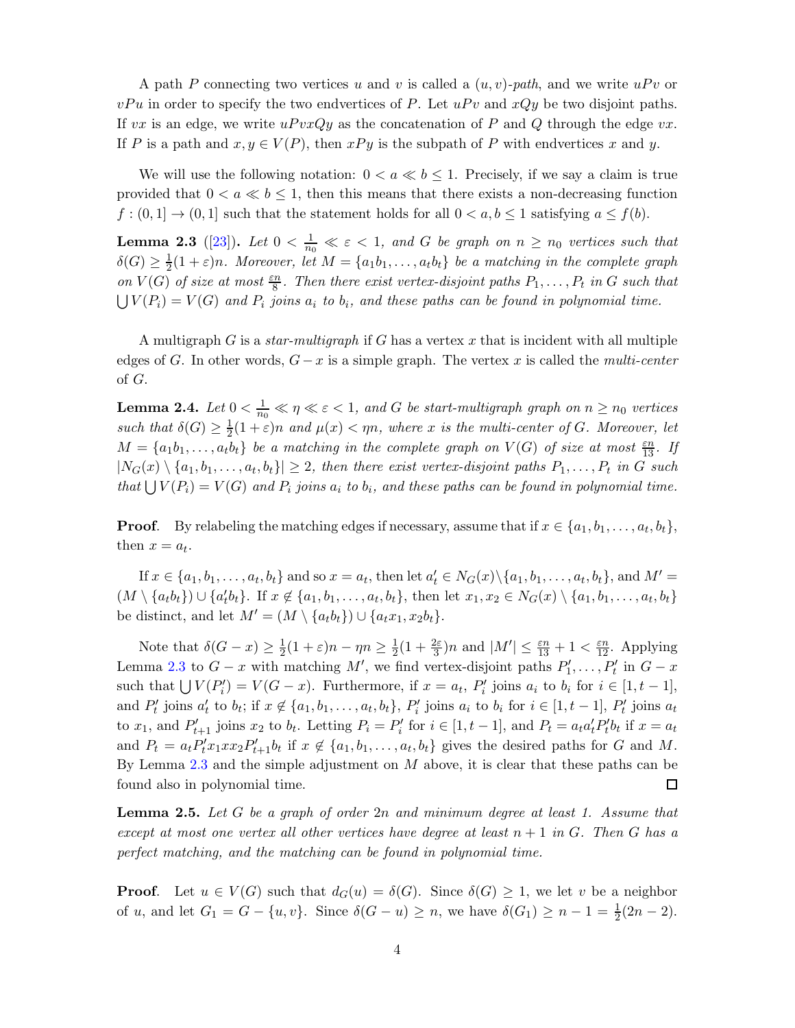A path $P$ connecting two vertices $u$ and $v$ is called a *$(u,v)$-path*, and we write $uPv$ or $vPu$ in order to specify the two endvertices of $P$. Let $uPv$ and $xQy$ be two disjoint paths. If $vx$ is an edge, we write $uPvxQy$ as the concatenation of $P$ and $Q$ through the edge $vx$. If $P$ is a path and $x, y \in V(P)$, then $xPy$ is the subpath of $P$ with endvertices $x$ and $y$.

We will use the following notation: $0 < a \ll b \le 1$. Precisely, if we say a claim is true provided that $0 < a \ll b \le 1$, then this means that there exists a non-decreasing function $f : (0,1] \to (0,1]$ such that the statement holds for all $0 < a, b \le 1$ satisfying $a \le f(b)$.

**Lemma 2.3** ([23])**.** *Let $0 < \frac{1}{n_0} \ll \varepsilon < 1$, and $G$ be graph on $n \ge n_0$ vertices such that $\delta(G) \ge \frac{1}{2}(1+\varepsilon)n$. Moreover, let $M = \{a_1b_1, \dots, a_tb_t\}$ be a matching in the complete graph on $V(G)$ of size at most $\frac{\varepsilon n}{8}$. Then there exist vertex-disjoint paths $P_1, \dots, P_t$ in $G$ such that $\bigcup V(P_i) = V(G)$ and $P_i$ joins $a_i$ to $b_i$, and these paths can be found in polynomial time.*

A multigraph $G$ is a *star-multigraph* if $G$ has a vertex $x$ that is incident with all multiple edges of $G$. In other words, $G - x$ is a simple graph. The vertex $x$ is called the *multi-center* of $G$.

**Lemma 2.4.** *Let $0 < \frac{1}{n_0} \ll \eta \ll \varepsilon < 1$, and $G$ be start-multigraph graph on $n \ge n_0$ vertices such that $\delta(G) \ge \frac{1}{2}(1+\varepsilon)n$ and $\mu(x) < \eta n$, where $x$ is the multi-center of $G$. Moreover, let $M = \{a_1b_1, \dots, a_tb_t\}$ be a matching in the complete graph on $V(G)$ of size at most $\frac{\varepsilon n}{13}$. If $|N_G(x) \setminus \{a_1, b_1, \dots, a_t, b_t\}| \ge 2$, then there exist vertex-disjoint paths $P_1, \dots, P_t$ in $G$ such that $\bigcup V(P_i) = V(G)$ and $P_i$ joins $a_i$ to $b_i$, and these paths can be found in polynomial time.*

**Proof**. By relabeling the matching edges if necessary, assume that if $x \in \{a_1, b_1, \dots, a_t, b_t\}$, then $x = a_t$.

If $x \in \{a_1, b_1, \dots, a_t, b_t\}$ and so $x = a_t$, then let $a_t' \in N_G(x) \setminus \{a_1, b_1, \dots, a_t, b_t\}$, and $M' = (M \setminus \{a_tb_t\}) \cup \{a_t'b_t\}$. If $x \notin \{a_1, b_1, \dots, a_t, b_t\}$, then let $x_1, x_2 \in N_G(x) \setminus \{a_1, b_1, \dots, a_t, b_t\}$ be distinct, and let $M' = (M \setminus \{a_tb_t\}) \cup \{a_tx_1, x_2b_t\}$.

Note that $\delta(G - x) \ge \frac{1}{2}(1+\varepsilon)n - \eta n \ge \frac{1}{2}(1 + \frac{2\varepsilon}{3})n$ and $|M'| \le \frac{\varepsilon n}{13} + 1 < \frac{\varepsilon n}{12}$. Applying Lemma 2.3 to $G - x$ with matching $M'$, we find vertex-disjoint paths $P_1', \dots, P_t'$ in $G - x$ such that $\bigcup V(P_i') = V(G - x)$. Furthermore, if $x = a_t$, $P_i'$ joins $a_i$ to $b_i$ for $i \in [1, t-1]$, and $P_t'$ joins $a_t'$ to $b_t$; if $x \notin \{a_1, b_1, \dots, a_t, b_t\}$, $P_i'$ joins $a_i$ to $b_i$ for $i \in [1, t-1]$, $P_t'$ joins $a_t$ to $x_1$, and $P_{t+1}'$ joins $x_2$ to $b_t$. Letting $P_i = P_i'$ for $i \in [1, t-1]$, and $P_t = a_ta_t'P_t'b_t$ if $x = a_t$ and $P_t = a_tP_t'x_1xx_2P_{t+1}'b_t$ if $x \notin \{a_1, b_1, \dots, a_t, b_t\}$ gives the desired paths for $G$ and $M$. By Lemma 2.3 and the simple adjustment on $M$ above, it is clear that these paths can be found also in polynomial time. □

**Lemma 2.5.** *Let $G$ be a graph of order $2n$ and minimum degree at least 1. Assume that except at most one vertex all other vertices have degree at least $n+1$ in $G$. Then $G$ has a perfect matching, and the matching can be found in polynomial time.*

**Proof**. Let $u \in V(G)$ such that $d_G(u) = \delta(G)$. Since $\delta(G) \ge 1$, we let $v$ be a neighbor of $u$, and let $G_1 = G - \{u, v\}$. Since $\delta(G - u) \ge n$, we have $\delta(G_1) \ge n - 1 = \frac{1}{2}(2n-2)$.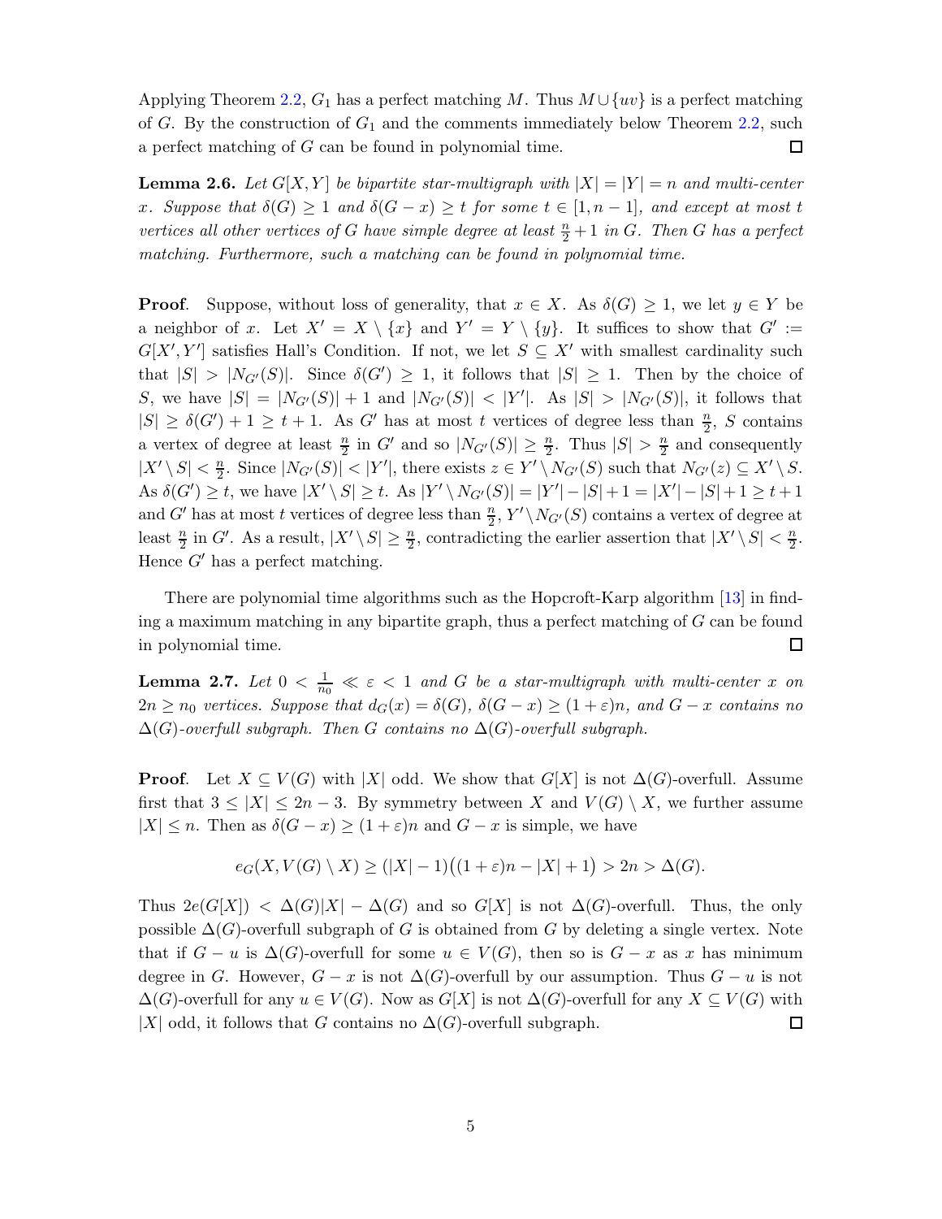Applying Theorem 2.2, $G_1$ has a perfect matching $M$. Thus $M \cup \{uv\}$ is a perfect matching of $G$. By the construction of $G_1$ and the comments immediately below Theorem 2.2, such a perfect matching of $G$ can be found in polynomial time. $\square$

**Lemma 2.6.** *Let $G[X,Y]$ be bipartite star-multigraph with $|X| = |Y| = n$ and multi-center $x$. Suppose that $\delta(G) \geq 1$ and $\delta(G - x) \geq t$ for some $t \in [1, n-1]$, and except at most $t$ vertices all other vertices of $G$ have simple degree at least $\frac{n}{2} + 1$ in $G$. Then $G$ has a perfect matching. Furthermore, such a matching can be found in polynomial time.*

**Proof**. Suppose, without loss of generality, that $x \in X$. As $\delta(G) \geq 1$, we let $y \in Y$ be a neighbor of $x$. Let $X' = X \setminus \{x\}$ and $Y' = Y \setminus \{y\}$. It suffices to show that $G' := G[X', Y']$ satisfies Hall's Condition. If not, we let $S \subseteq X'$ with smallest cardinality such that $|S| > |N_{G'}(S)|$. Since $\delta(G') \geq 1$, it follows that $|S| \geq 1$. Then by the choice of $S$, we have $|S| = |N_{G'}(S)| + 1$ and $|N_{G'}(S)| < |Y'|$. As $|S| > |N_{G'}(S)|$, it follows that $|S| \geq \delta(G') + 1 \geq t + 1$. As $G'$ has at most $t$ vertices of degree less than $\frac{n}{2}$, $S$ contains a vertex of degree at least $\frac{n}{2}$ in $G'$ and so $|N_{G'}(S)| \geq \frac{n}{2}$. Thus $|S| > \frac{n}{2}$ and consequently $|X' \setminus S| < \frac{n}{2}$. Since $|N_{G'}(S)| < |Y'|$, there exists $z \in Y' \setminus N_{G'}(S)$ such that $N_{G'}(z) \subseteq X' \setminus S$. As $\delta(G') \geq t$, we have $|X' \setminus S| \geq t$. As $|Y' \setminus N_{G'}(S)| = |Y'| - |S| + 1 = |X'| - |S| + 1 \geq t + 1$ and $G'$ has at most $t$ vertices of degree less than $\frac{n}{2}$, $Y' \setminus N_{G'}(S)$ contains a vertex of degree at least $\frac{n}{2}$ in $G'$. As a result, $|X' \setminus S| \geq \frac{n}{2}$, contradicting the earlier assertion that $|X' \setminus S| < \frac{n}{2}$. Hence $G'$ has a perfect matching.

There are polynomial time algorithms such as the Hopcroft-Karp algorithm [13] in finding a maximum matching in any bipartite graph, thus a perfect matching of $G$ can be found in polynomial time. $\square$

**Lemma 2.7.** *Let $0 < \frac{1}{n_0} \ll \varepsilon < 1$ and $G$ be a star-multigraph with multi-center $x$ on $2n \geq n_0$ vertices. Suppose that $d_G(x) = \delta(G)$, $\delta(G - x) \geq (1+\varepsilon)n$, and $G - x$ contains no $\Delta(G)$-overfull subgraph. Then $G$ contains no $\Delta(G)$-overfull subgraph.*

**Proof**. Let $X \subseteq V(G)$ with $|X|$ odd. We show that $G[X]$ is not $\Delta(G)$-overfull. Assume first that $3 \leq |X| \leq 2n - 3$. By symmetry between $X$ and $V(G) \setminus X$, we further assume $|X| \leq n$. Then as $\delta(G - x) \geq (1+\varepsilon)n$ and $G - x$ is simple, we have

$$e_G(X, V(G) \setminus X) \geq (|X| - 1)\big((1+\varepsilon)n - |X| + 1\big) > 2n > \Delta(G).$$

Thus $2e(G[X]) < \Delta(G)|X| - \Delta(G)$ and so $G[X]$ is not $\Delta(G)$-overfull. Thus, the only possible $\Delta(G)$-overfull subgraph of $G$ is obtained from $G$ by deleting a single vertex. Note that if $G - u$ is $\Delta(G)$-overfull for some $u \in V(G)$, then so is $G - x$ as $x$ has minimum degree in $G$. However, $G - x$ is not $\Delta(G)$-overfull by our assumption. Thus $G - u$ is not $\Delta(G)$-overfull for any $u \in V(G)$. Now as $G[X]$ is not $\Delta(G)$-overfull for any $X \subseteq V(G)$ with $|X|$ odd, it follows that $G$ contains no $\Delta(G)$-overfull subgraph. $\square$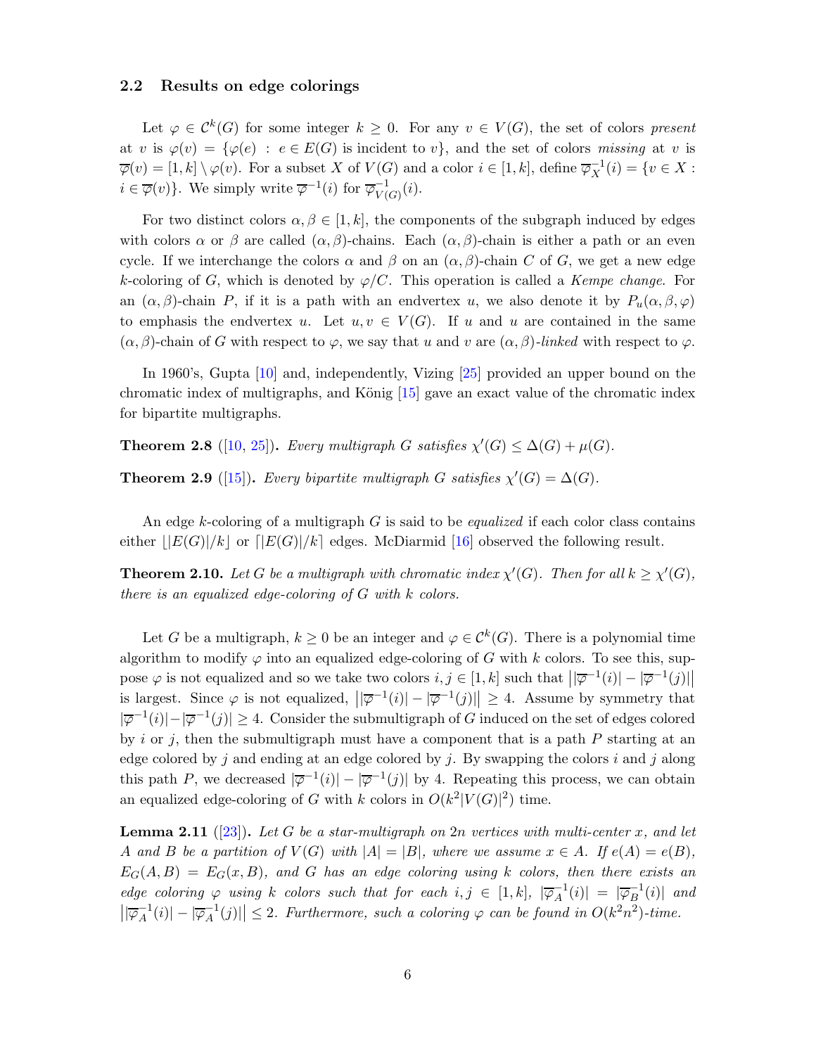### 2.2 Results on edge colorings

Let $\varphi \in \mathcal{C}^k(G)$ for some integer $k \geq 0$. For any $v \in V(G)$, the set of colors *present* at $v$ is $\varphi(v) = \{\varphi(e) : e \in E(G) \text{ is incident to } v\}$, and the set of colors *missing* at $v$ is $\overline{\varphi}(v) = [1,k] \setminus \varphi(v)$. For a subset $X$ of $V(G)$ and a color $i \in [1,k]$, define $\overline{\varphi}_X^{-1}(i) = \{v \in X : i \in \overline{\varphi}(v)\}$. We simply write $\overline{\varphi}^{-1}(i)$ for $\overline{\varphi}_{V(G)}^{-1}(i)$.

For two distinct colors $\alpha, \beta \in [1,k]$, the components of the subgraph induced by edges with colors $\alpha$ or $\beta$ are called $(\alpha,\beta)$-chains. Each $(\alpha,\beta)$-chain is either a path or an even cycle. If we interchange the colors $\alpha$ and $\beta$ on an $(\alpha,\beta)$-chain $C$ of $G$, we get a new edge $k$-coloring of $G$, which is denoted by $\varphi/C$. This operation is called a *Kempe change*. For an $(\alpha,\beta)$-chain $P$, if it is a path with an endvertex $u$, we also denote it by $P_u(\alpha,\beta,\varphi)$ to emphasis the endvertex $u$. Let $u,v \in V(G)$. If $u$ and $u$ are contained in the same $(\alpha,\beta)$-chain of $G$ with respect to $\varphi$, we say that $u$ and $v$ are $(\alpha,\beta)$-*linked* with respect to $\varphi$.

In 1960's, Gupta [10] and, independently, Vizing [25] provided an upper bound on the chromatic index of multigraphs, and König [15] gave an exact value of the chromatic index for bipartite multigraphs.

**Theorem 2.8** ([10, 25]). *Every multigraph $G$ satisfies $\chi'(G) \leq \Delta(G) + \mu(G)$.*

**Theorem 2.9** ([15]). *Every bipartite multigraph $G$ satisfies $\chi'(G) = \Delta(G)$.*

An edge $k$-coloring of a multigraph $G$ is said to be *equalized* if each color class contains either $\lfloor |E(G)|/k \rfloor$ or $\lceil |E(G)|/k \rceil$ edges. McDiarmid [16] observed the following result.

**Theorem 2.10.** *Let $G$ be a multigraph with chromatic index $\chi'(G)$. Then for all $k \geq \chi'(G)$, there is an equalized edge-coloring of $G$ with $k$ colors.*

Let $G$ be a multigraph, $k \geq 0$ be an integer and $\varphi \in \mathcal{C}^k(G)$. There is a polynomial time algorithm to modify $\varphi$ into an equalized edge-coloring of $G$ with $k$ colors. To see this, suppose $\varphi$ is not equalized and so we take two colors $i,j \in [1,k]$ such that $\big||\overline{\varphi}^{-1}(i)| - |\overline{\varphi}^{-1}(j)|\big|$ is largest. Since $\varphi$ is not equalized, $\big||\overline{\varphi}^{-1}(i)| - |\overline{\varphi}^{-1}(j)|\big| \geq 4$. Assume by symmetry that $|\overline{\varphi}^{-1}(i)| - |\overline{\varphi}^{-1}(j)| \geq 4$. Consider the submultigraph of $G$ induced on the set of edges colored by $i$ or $j$, then the submultigraph must have a component that is a path $P$ starting at an edge colored by $j$ and ending at an edge colored by $j$. By swapping the colors $i$ and $j$ along this path $P$, we decreased $|\overline{\varphi}^{-1}(i)| - |\overline{\varphi}^{-1}(j)|$ by 4. Repeating this process, we can obtain an equalized edge-coloring of $G$ with $k$ colors in $O(k^2|V(G)|^2)$ time.

**Lemma 2.11** ([23]). *Let $G$ be a star-multigraph on $2n$ vertices with multi-center $x$, and let $A$ and $B$ be a partition of $V(G)$ with $|A| = |B|$, where we assume $x \in A$. If $e(A) = e(B)$, $E_G(A,B) = E_G(x,B)$, and $G$ has an edge coloring using $k$ colors, then there exists an edge coloring $\varphi$ using $k$ colors such that for each $i,j \in [1,k]$, $|\overline{\varphi}_A^{-1}(i)| = |\overline{\varphi}_B^{-1}(i)|$ and $\big||\overline{\varphi}_A^{-1}(i)| - |\overline{\varphi}_A^{-1}(j)|\big| \leq 2$. Furthermore, such a coloring $\varphi$ can be found in $O(k^2n^2)$-time.*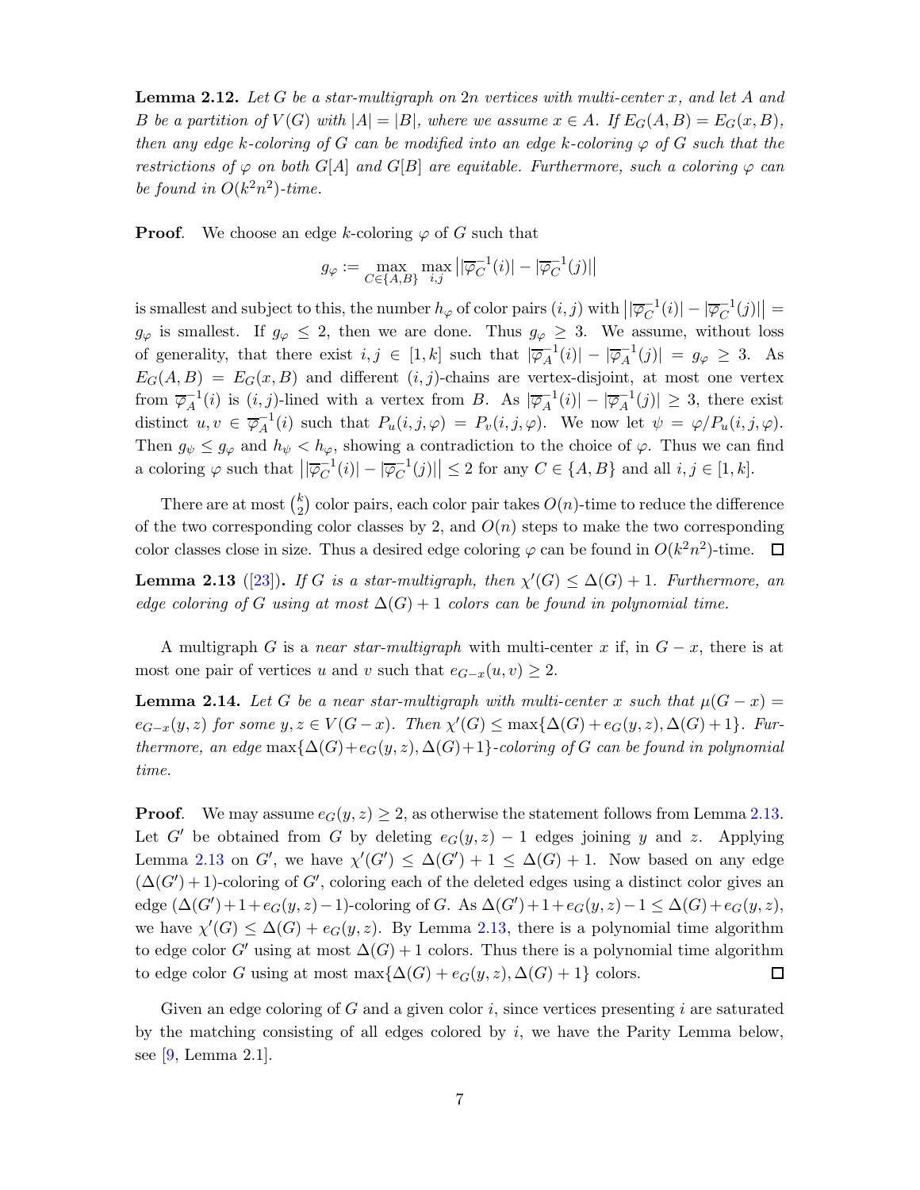**Lemma 2.12.** *Let $G$ be a star-multigraph on $2n$ vertices with multi-center $x$, and let $A$ and $B$ be a partition of $V(G)$ with $|A| = |B|$, where we assume $x \in A$. If $E_G(A,B) = E_G(x,B)$, then any edge $k$-coloring of $G$ can be modified into an edge $k$-coloring $\varphi$ of $G$ such that the restrictions of $\varphi$ on both $G[A]$ and $G[B]$ are equitable. Furthermore, such a coloring $\varphi$ can be found in $O(k^2n^2)$-time.*

**Proof**. We choose an edge $k$-coloring $\varphi$ of $G$ such that

$$g_\varphi := \max_{C \in \{A,B\}} \max_{i,j} \left| |\overline{\varphi}_C^{-1}(i)| - |\overline{\varphi}_C^{-1}(j)| \right|$$

is smallest and subject to this, the number $h_\varphi$ of color pairs $(i,j)$ with $\left| |\overline{\varphi}_C^{-1}(i)| - |\overline{\varphi}_C^{-1}(j)| \right| = g_\varphi$ is smallest. If $g_\varphi \le 2$, then we are done. Thus $g_\varphi \ge 3$. We assume, without loss of generality, that there exist $i, j \in [1,k]$ such that $|\overline{\varphi}_A^{-1}(i)| - |\overline{\varphi}_A^{-1}(j)| = g_\varphi \ge 3$. As $E_G(A,B) = E_G(x,B)$ and different $(i,j)$-chains are vertex-disjoint, at most one vertex from $\overline{\varphi}_A^{-1}(i)$ is $(i,j)$-lined with a vertex from $B$. As $|\overline{\varphi}_A^{-1}(i)| - |\overline{\varphi}_A^{-1}(j)| \ge 3$, there exist distinct $u, v \in \overline{\varphi}_A^{-1}(i)$ such that $P_u(i,j,\varphi) = P_v(i,j,\varphi)$. We now let $\psi = \varphi/P_u(i,j,\varphi)$. Then $g_\psi \le g_\varphi$ and $h_\psi < h_\varphi$, showing a contradiction to the choice of $\varphi$. Thus we can find a coloring $\varphi$ such that $\left| |\overline{\varphi}_C^{-1}(i)| - |\overline{\varphi}_C^{-1}(j)| \right| \le 2$ for any $C \in \{A,B\}$ and all $i, j \in [1,k]$.

There are at most $\binom{k}{2}$ color pairs, each color pair takes $O(n)$-time to reduce the difference of the two corresponding color classes by 2, and $O(n)$ steps to make the two corresponding color classes close in size. Thus a desired edge coloring $\varphi$ can be found in $O(k^2n^2)$-time. $\square$

**Lemma 2.13** ([23]). *If $G$ is a star-multigraph, then $\chi'(G) \le \Delta(G) + 1$. Furthermore, an edge coloring of $G$ using at most $\Delta(G) + 1$ colors can be found in polynomial time.*

A multigraph $G$ is a *near star-multigraph* with multi-center $x$ if, in $G - x$, there is at most one pair of vertices $u$ and $v$ such that $e_{G-x}(u,v) \ge 2$.

**Lemma 2.14.** *Let $G$ be a near star-multigraph with multi-center $x$ such that $\mu(G - x) = e_{G-x}(y,z)$ for some $y, z \in V(G - x)$. Then $\chi'(G) \le \max\{\Delta(G) + e_G(y,z), \Delta(G) + 1\}$. Furthermore, an edge $\max\{\Delta(G)+e_G(y,z), \Delta(G)+1\}$-coloring of $G$ can be found in polynomial time.*

**Proof**. We may assume $e_G(y,z) \ge 2$, as otherwise the statement follows from Lemma 2.13. Let $G'$ be obtained from $G$ by deleting $e_G(y,z) - 1$ edges joining $y$ and $z$. Applying Lemma 2.13 on $G'$, we have $\chi'(G') \le \Delta(G') + 1 \le \Delta(G) + 1$. Now based on any edge $(\Delta(G')+1)$-coloring of $G'$, coloring each of the deleted edges using a distinct color gives an edge $(\Delta(G')+1+e_G(y,z)-1)$-coloring of $G$. As $\Delta(G')+1+e_G(y,z)-1 \le \Delta(G)+e_G(y,z)$, we have $\chi'(G) \le \Delta(G) + e_G(y,z)$. By Lemma 2.13, there is a polynomial time algorithm to edge color $G'$ using at most $\Delta(G) + 1$ colors. Thus there is a polynomial time algorithm to edge color $G$ using at most $\max\{\Delta(G) + e_G(y,z), \Delta(G) + 1\}$ colors. $\square$

Given an edge coloring of $G$ and a given color $i$, since vertices presenting $i$ are saturated by the matching consisting of all edges colored by $i$, we have the Parity Lemma below, see [9, Lemma 2.1].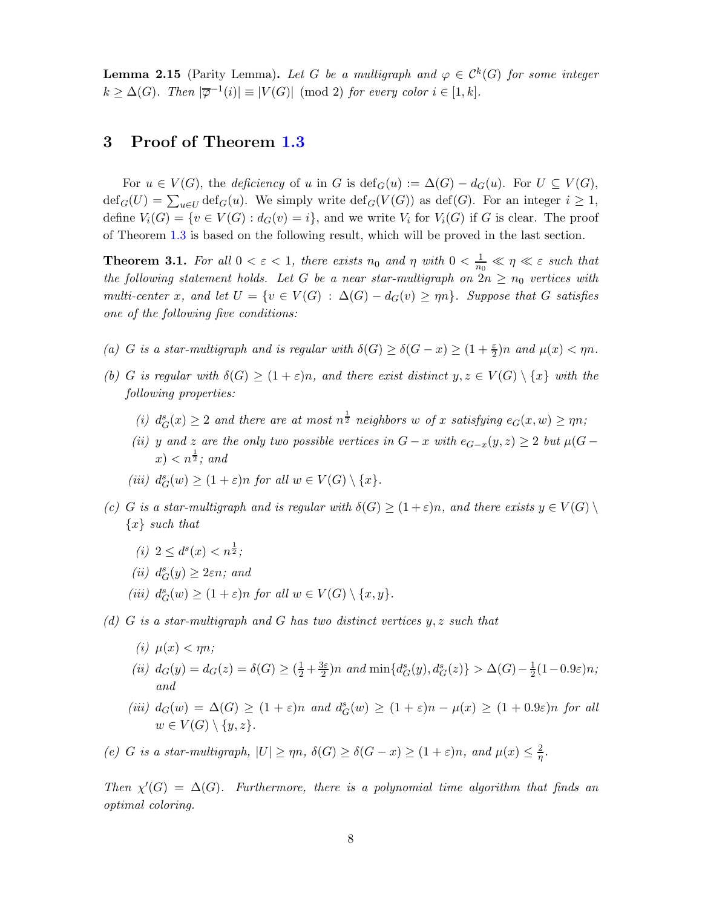**Lemma 2.15** (Parity Lemma)**.** *Let $G$ be a multigraph and $\varphi \in \mathcal{C}^k(G)$ for some integer $k \geq \Delta(G)$. Then $|\overline{\varphi}^{-1}(i)| \equiv |V(G)| \pmod 2$ for every color $i \in [1, k]$.*

# 3 Proof of Theorem 1.3

For $u \in V(G)$, the *deficiency* of $u$ in $G$ is $\text{def}_G(u) := \Delta(G) - d_G(u)$. For $U \subseteq V(G)$, $\text{def}_G(U) = \sum_{u \in U} \text{def}_G(u)$. We simply write $\text{def}_G(V(G))$ as $\text{def}(G)$. For an integer $i \geq 1$, define $V_i(G) = \{v \in V(G) : d_G(v) = i\}$, and we write $V_i$ for $V_i(G)$ if $G$ is clear. The proof of Theorem 1.3 is based on the following result, which will be proved in the last section.

**Theorem 3.1.** *For all $0 < \varepsilon < 1$, there exists $n_0$ and $\eta$ with $0 < \frac{1}{n_0} \ll \eta \ll \varepsilon$ such that the following statement holds. Let $G$ be a near star-multigraph on $2n \geq n_0$ vertices with multi-center $x$, and let $U = \{v \in V(G) : \Delta(G) - d_G(v) \geq \eta n\}$. Suppose that $G$ satisfies one of the following five conditions:*

*(a) $G$ is a star-multigraph and is regular with $\delta(G) \geq \delta(G - x) \geq (1 + \frac{\varepsilon}{2})n$ and $\mu(x) < \eta n$.*

*(b) $G$ is regular with $\delta(G) \geq (1 + \varepsilon)n$, and there exist distinct $y, z \in V(G) \setminus \{x\}$ with the following properties:*

  *(i) $d^s_G(x) \geq 2$ and there are at most $n^{\frac{1}{2}}$ neighbors $w$ of $x$ satisfying $e_G(x, w) \geq \eta n$;*

  *(ii) $y$ and $z$ are the only two possible vertices in $G - x$ with $e_{G-x}(y, z) \geq 2$ but $\mu(G - x) < n^{\frac{1}{2}}$; and*

  *(iii) $d^s_G(w) \geq (1 + \varepsilon)n$ for all $w \in V(G) \setminus \{x\}$.*

*(c) $G$ is a star-multigraph and is regular with $\delta(G) \geq (1 + \varepsilon)n$, and there exists $y \in V(G) \setminus \{x\}$ such that*

  *(i) $2 \leq d^s(x) < n^{\frac{1}{2}}$;*

  *(ii) $d^s_G(y) \geq 2\varepsilon n$; and*

  *(iii) $d^s_G(w) \geq (1 + \varepsilon)n$ for all $w \in V(G) \setminus \{x, y\}$.*

*(d) $G$ is a star-multigraph and $G$ has two distinct vertices $y, z$ such that*

  *(i) $\mu(x) < \eta n$;*

  *(ii) $d_G(y) = d_G(z) = \delta(G) \geq (\frac{1}{2} + \frac{3\varepsilon}{2})n$ and $\min\{d^s_G(y), d^s_G(z)\} > \Delta(G) - \frac{1}{2}(1 - 0.9\varepsilon)n$; and*

  *(iii) $d_G(w) = \Delta(G) \geq (1 + \varepsilon)n$ and $d^s_G(w) \geq (1 + \varepsilon)n - \mu(x) \geq (1 + 0.9\varepsilon)n$ for all $w \in V(G) \setminus \{y, z\}$.*

*(e) $G$ is a star-multigraph, $|U| \geq \eta n$, $\delta(G) \geq \delta(G - x) \geq (1 + \varepsilon)n$, and $\mu(x) \leq \frac{2}{\eta}$.*

*Then $\chi'(G) = \Delta(G)$. Furthermore, there is a polynomial time algorithm that finds an optimal coloring.*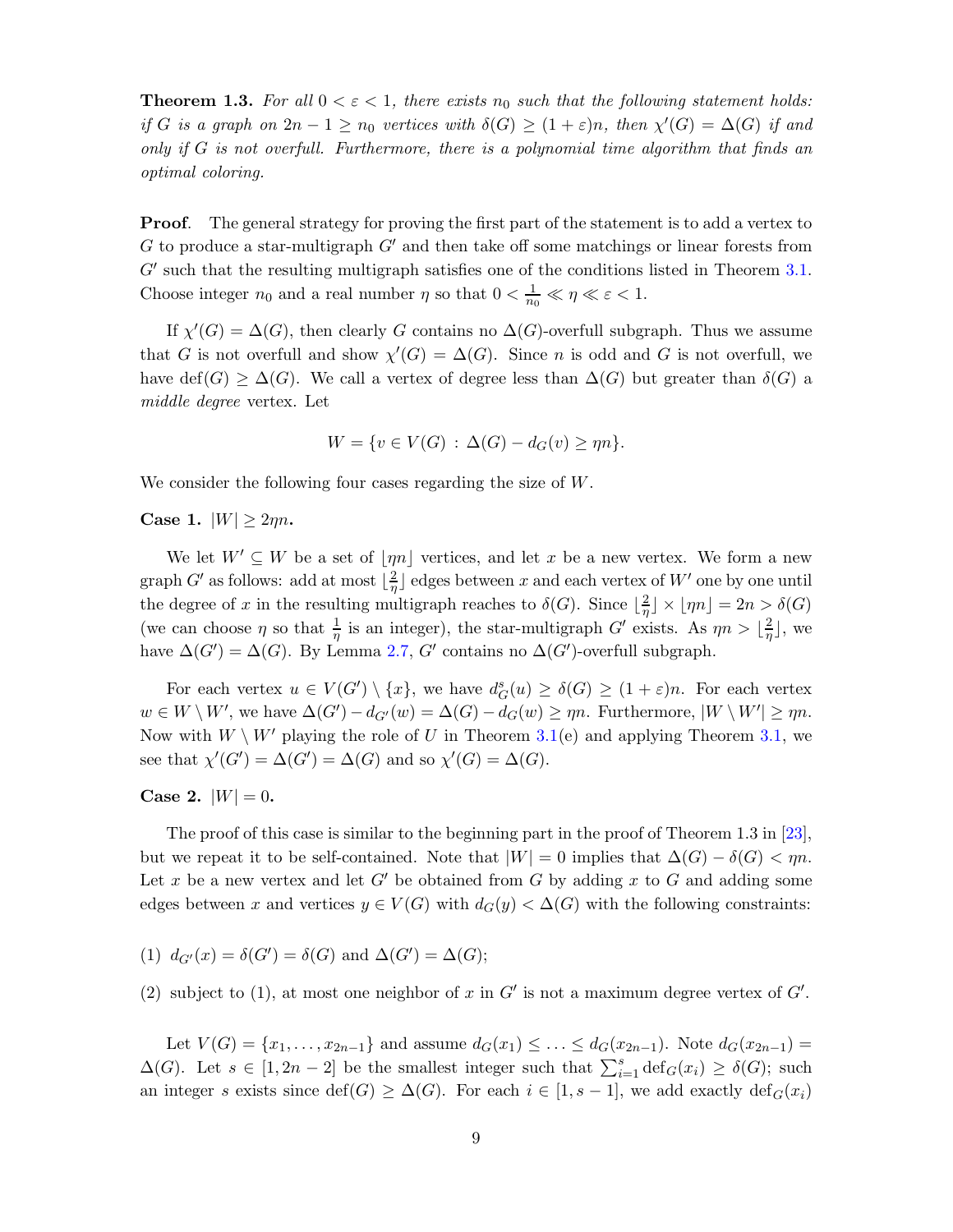**Theorem 1.3.** *For all $0 < \varepsilon < 1$, there exists $n_0$ such that the following statement holds: if $G$ is a graph on $2n-1 \geq n_0$ vertices with $\delta(G) \geq (1+\varepsilon)n$, then $\chi'(G) = \Delta(G)$ if and only if $G$ is not overfull. Furthermore, there is a polynomial time algorithm that finds an optimal coloring.*

**Proof**. The general strategy for proving the first part of the statement is to add a vertex to $G$ to produce a star-multigraph $G'$ and then take off some matchings or linear forests from $G'$ such that the resulting multigraph satisfies one of the conditions listed in Theorem 3.1. Choose integer $n_0$ and a real number $\eta$ so that $0 < \frac{1}{n_0} \ll \eta \ll \varepsilon < 1$.

If $\chi'(G) = \Delta(G)$, then clearly $G$ contains no $\Delta(G)$-overfull subgraph. Thus we assume that $G$ is not overfull and show $\chi'(G) = \Delta(G)$. Since $n$ is odd and $G$ is not overfull, we have $\text{def}(G) \geq \Delta(G)$. We call a vertex of degree less than $\Delta(G)$ but greater than $\delta(G)$ a *middle degree* vertex. Let

$$W = \{v \in V(G) : \Delta(G) - d_G(v) \geq \eta n\}.$$

We consider the following four cases regarding the size of $W$.

**Case 1.** $|W| \geq 2\eta n$**.**

We let $W' \subseteq W$ be a set of $\lfloor \eta n \rfloor$ vertices, and let $x$ be a new vertex. We form a new graph $G'$ as follows: add at most $\lfloor \frac{2}{\eta} \rfloor$ edges between $x$ and each vertex of $W'$ one by one until the degree of $x$ in the resulting multigraph reaches to $\delta(G)$. Since $\lfloor \frac{2}{\eta} \rfloor \times \lfloor \eta n \rfloor = 2n > \delta(G)$ (we can choose $\eta$ so that $\frac{1}{\eta}$ is an integer), the star-multigraph $G'$ exists. As $\eta n > \lfloor \frac{2}{\eta} \rfloor$, we have $\Delta(G') = \Delta(G)$. By Lemma 2.7, $G'$ contains no $\Delta(G')$-overfull subgraph.

For each vertex $u \in V(G') \setminus \{x\}$, we have $d^s_G(u) \geq \delta(G) \geq (1+\varepsilon)n$. For each vertex $w \in W \setminus W'$, we have $\Delta(G') - d_{G'}(w) = \Delta(G) - d_G(w) \geq \eta n$. Furthermore, $|W \setminus W'| \geq \eta n$. Now with $W \setminus W'$ playing the role of $U$ in Theorem 3.1(e) and applying Theorem 3.1, we see that $\chi'(G') = \Delta(G') = \Delta(G)$ and so $\chi'(G) = \Delta(G)$.

**Case 2.** $|W| = 0$**.**

The proof of this case is similar to the beginning part in the proof of Theorem 1.3 in [23], but we repeat it to be self-contained. Note that $|W| = 0$ implies that $\Delta(G) - \delta(G) < \eta n$. Let $x$ be a new vertex and let $G'$ be obtained from $G$ by adding $x$ to $G$ and adding some edges between $x$ and vertices $y \in V(G)$ with $d_G(y) < \Delta(G)$ with the following constraints:

(1) $d_{G'}(x) = \delta(G') = \delta(G)$ and $\Delta(G') = \Delta(G)$;

(2) subject to (1), at most one neighbor of $x$ in $G'$ is not a maximum degree vertex of $G'$.

Let $V(G) = \{x_1, \ldots, x_{2n-1}\}$ and assume $d_G(x_1) \leq \ldots \leq d_G(x_{2n-1})$. Note $d_G(x_{2n-1}) = \Delta(G)$. Let $s \in [1, 2n-2]$ be the smallest integer such that $\sum_{i=1}^{s} \text{def}_G(x_i) \geq \delta(G)$; such an integer $s$ exists since $\text{def}(G) \geq \Delta(G)$. For each $i \in [1, s-1]$, we add exactly $\text{def}_G(x_i)$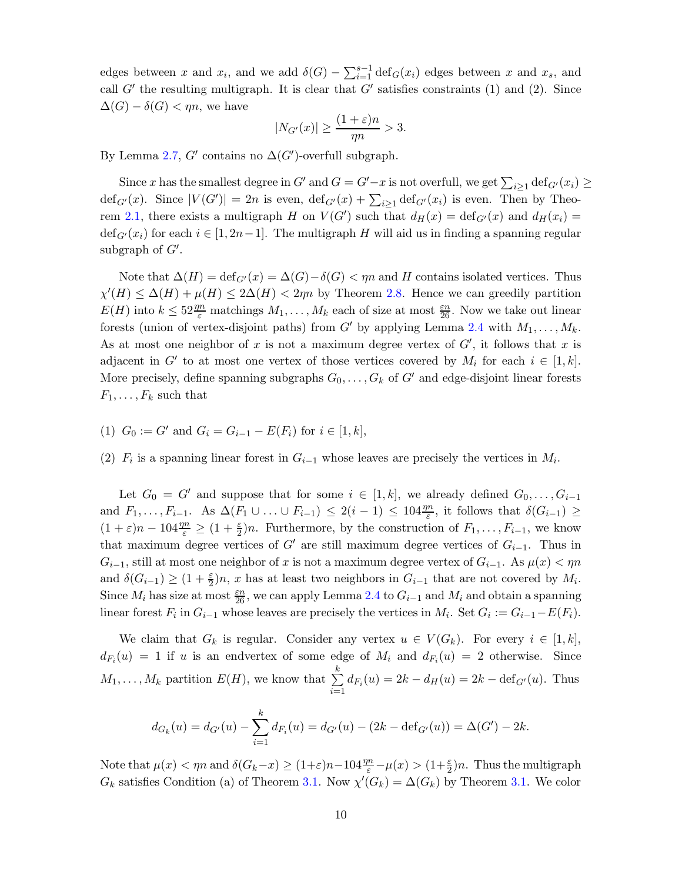edges between $x$ and $x_i$, and we add $\delta(G) - \sum_{i=1}^{s-1} \mathrm{def}_G(x_i)$ edges between $x$ and $x_s$, and call $G'$ the resulting multigraph. It is clear that $G'$ satisfies constraints (1) and (2). Since $\Delta(G) - \delta(G) < \eta n$, we have

$$|N_{G'}(x)| \geq \frac{(1+\varepsilon)n}{\eta n} > 3.$$

By Lemma 2.7, $G'$ contains no $\Delta(G')$-overfull subgraph.

Since $x$ has the smallest degree in $G'$ and $G = G' - x$ is not overfull, we get $\sum_{i\geq 1} \mathrm{def}_{G'}(x_i) \geq \mathrm{def}_{G'}(x)$. Since $|V(G')| = 2n$ is even, $\mathrm{def}_{G'}(x) + \sum_{i\geq 1} \mathrm{def}_{G'}(x_i)$ is even. Then by Theorem 2.1, there exists a multigraph $H$ on $V(G')$ such that $d_H(x) = \mathrm{def}_{G'}(x)$ and $d_H(x_i) = \mathrm{def}_{G'}(x_i)$ for each $i \in [1, 2n-1]$. The multigraph $H$ will aid us in finding a spanning regular subgraph of $G'$.

Note that $\Delta(H) = \mathrm{def}_{G'}(x) = \Delta(G) - \delta(G) < \eta n$ and $H$ contains isolated vertices. Thus $\chi'(H) \leq \Delta(H) + \mu(H) \leq 2\Delta(H) < 2\eta n$ by Theorem 2.8. Hence we can greedily partition $E(H)$ into $k \leq 52\frac{\eta n}{\varepsilon}$ matchings $M_1, \ldots, M_k$ each of size at most $\frac{\varepsilon n}{26}$. Now we take out linear forests (union of vertex-disjoint paths) from $G'$ by applying Lemma 2.4 with $M_1, \ldots, M_k$. As at most one neighbor of $x$ is not a maximum degree vertex of $G'$, it follows that $x$ is adjacent in $G'$ to at most one vertex of those vertices covered by $M_i$ for each $i \in [1, k]$. More precisely, define spanning subgraphs $G_0, \ldots, G_k$ of $G'$ and edge-disjoint linear forests $F_1, \ldots, F_k$ such that

(1) $G_0 := G'$ and $G_i = G_{i-1} - E(F_i)$ for $i \in [1, k]$,

(2) $F_i$ is a spanning linear forest in $G_{i-1}$ whose leaves are precisely the vertices in $M_i$.

Let $G_0 = G'$ and suppose that for some $i \in [1, k]$, we already defined $G_0, \ldots, G_{i-1}$ and $F_1, \ldots, F_{i-1}$. As $\Delta(F_1 \cup \ldots \cup F_{i-1}) \leq 2(i-1) \leq 104\frac{\eta n}{\varepsilon}$, it follows that $\delta(G_{i-1}) \geq (1+\varepsilon)n - 104\frac{\eta n}{\varepsilon} \geq (1 + \frac{\varepsilon}{2})n$. Furthermore, by the construction of $F_1, \ldots, F_{i-1}$, we know that maximum degree vertices of $G'$ are still maximum degree vertices of $G_{i-1}$. Thus in $G_{i-1}$, still at most one neighbor of $x$ is not a maximum degree vertex of $G_{i-1}$. As $\mu(x) < \eta n$ and $\delta(G_{i-1}) \geq (1 + \frac{\varepsilon}{2})n$, $x$ has at least two neighbors in $G_{i-1}$ that are not covered by $M_i$. Since $M_i$ has size at most $\frac{\varepsilon n}{26}$, we can apply Lemma 2.4 to $G_{i-1}$ and $M_i$ and obtain a spanning linear forest $F_i$ in $G_{i-1}$ whose leaves are precisely the vertices in $M_i$. Set $G_i := G_{i-1} - E(F_i)$.

We claim that $G_k$ is regular. Consider any vertex $u \in V(G_k)$. For every $i \in [1, k]$, $d_{F_i}(u) = 1$ if $u$ is an endvertex of some edge of $M_i$ and $d_{F_i}(u) = 2$ otherwise. Since $M_1, \ldots, M_k$ partition $E(H)$, we know that $\sum_{i=1}^{k} d_{F_i}(u) = 2k - d_H(u) = 2k - \mathrm{def}_{G'}(u)$. Thus

$$d_{G_k}(u) = d_{G'}(u) - \sum_{i=1}^{k} d_{F_i}(u) = d_{G'}(u) - (2k - \mathrm{def}_{G'}(u)) = \Delta(G') - 2k.$$

Note that $\mu(x) < \eta n$ and $\delta(G_k - x) \geq (1+\varepsilon)n - 104\frac{\eta n}{\varepsilon} - \mu(x) > (1+\frac{\varepsilon}{2})n$. Thus the multigraph $G_k$ satisfies Condition (a) of Theorem 3.1. Now $\chi'(G_k) = \Delta(G_k)$ by Theorem 3.1. We color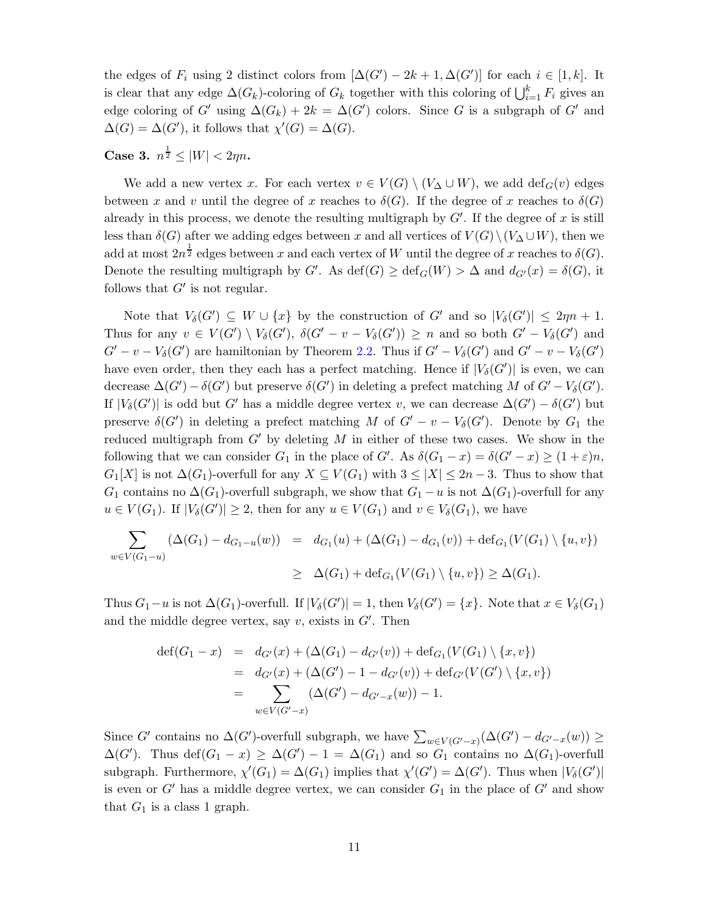the edges of $F_i$ using 2 distinct colors from $[\Delta(G') - 2k + 1, \Delta(G')]$ for each $i \in [1, k]$. It is clear that any edge $\Delta(G_k)$-coloring of $G_k$ together with this coloring of $\bigcup_{i=1}^{k} F_i$ gives an edge coloring of $G'$ using $\Delta(G_k) + 2k = \Delta(G')$ colors. Since $G$ is a subgraph of $G'$ and $\Delta(G) = \Delta(G')$, it follows that $\chi'(G) = \Delta(G)$.

**Case 3.** $n^{\frac{1}{2}} \leq |W| < 2\eta n$**.**

We add a new vertex $x$. For each vertex $v \in V(G) \setminus (V_\Delta \cup W)$, we add $\text{def}_G(v)$ edges between $x$ and $v$ until the degree of $x$ reaches to $\delta(G)$. If the degree of $x$ reaches to $\delta(G)$ already in this process, we denote the resulting multigraph by $G'$. If the degree of $x$ is still less than $\delta(G)$ after we adding edges between $x$ and all vertices of $V(G) \setminus (V_\Delta \cup W)$, then we add at most $2n^{\frac{1}{2}}$ edges between $x$ and each vertex of $W$ until the degree of $x$ reaches to $\delta(G)$. Denote the resulting multigraph by $G'$. As $\text{def}(G) \geq \text{def}_G(W) > \Delta$ and $d_{G'}(x) = \delta(G)$, it follows that $G'$ is not regular.

Note that $V_\delta(G') \subseteq W \cup \{x\}$ by the construction of $G'$ and so $|V_\delta(G')| \leq 2\eta n + 1$. Thus for any $v \in V(G') \setminus V_\delta(G')$, $\delta(G' - v - V_\delta(G')) \geq n$ and so both $G' - V_\delta(G')$ and $G' - v - V_\delta(G')$ are hamiltonian by Theorem 2.2. Thus if $G' - V_\delta(G')$ and $G' - v - V_\delta(G')$ have even order, then they each has a perfect matching. Hence if $|V_\delta(G')|$ is even, we can decrease $\Delta(G') - \delta(G')$ but preserve $\delta(G')$ in deleting a prefect matching $M$ of $G' - V_\delta(G')$. If $|V_\delta(G')|$ is odd but $G'$ has a middle degree vertex $v$, we can decrease $\Delta(G') - \delta(G')$ but preserve $\delta(G')$ in deleting a prefect matching $M$ of $G' - v - V_\delta(G')$. Denote by $G_1$ the reduced multigraph from $G'$ by deleting $M$ in either of these two cases. We show in the following that we can consider $G_1$ in the place of $G'$. As $\delta(G_1 - x) = \delta(G' - x) \geq (1+\varepsilon)n$, $G_1[X]$ is not $\Delta(G_1)$-overfull for any $X \subseteq V(G_1)$ with $3 \leq |X| \leq 2n - 3$. Thus to show that $G_1$ contains no $\Delta(G_1)$-overfull subgraph, we show that $G_1 - u$ is not $\Delta(G_1)$-overfull for any $u \in V(G_1)$. If $|V_\delta(G')| \geq 2$, then for any $u \in V(G_1)$ and $v \in V_\delta(G_1)$, we have

$$
\begin{aligned}
\sum_{w \in V(G_1 - u)} (\Delta(G_1) - d_{G_1 - u}(w)) &= d_{G_1}(u) + (\Delta(G_1) - d_{G_1}(v)) + \text{def}_{G_1}(V(G_1) \setminus \{u, v\}) \\
&\geq \Delta(G_1) + \text{def}_{G_1}(V(G_1) \setminus \{u, v\}) \geq \Delta(G_1).
\end{aligned}
$$

Thus $G_1 - u$ is not $\Delta(G_1)$-overfull. If $|V_\delta(G')| = 1$, then $V_\delta(G') = \{x\}$. Note that $x \in V_\delta(G_1)$ and the middle degree vertex, say $v$, exists in $G'$. Then

$$
\begin{aligned}
\text{def}(G_1 - x) &= d_{G'}(x) + (\Delta(G_1) - d_{G'}(v)) + \text{def}_{G_1}(V(G_1) \setminus \{x, v\}) \\
&= d_{G'}(x) + (\Delta(G') - 1 - d_{G'}(v)) + \text{def}_{G'}(V(G') \setminus \{x, v\}) \\
&= \sum_{w \in V(G' - x)} (\Delta(G') - d_{G' - x}(w)) - 1.
\end{aligned}
$$

Since $G'$ contains no $\Delta(G')$-overfull subgraph, we have $\sum_{w \in V(G' - x)} (\Delta(G') - d_{G' - x}(w)) \geq \Delta(G')$. Thus $\text{def}(G_1 - x) \geq \Delta(G') - 1 = \Delta(G_1)$ and so $G_1$ contains no $\Delta(G_1)$-overfull subgraph. Furthermore, $\chi'(G_1) = \Delta(G_1)$ implies that $\chi'(G') = \Delta(G')$. Thus when $|V_\delta(G')|$ is even or $G'$ has a middle degree vertex, we can consider $G_1$ in the place of $G'$ and show that $G_1$ is a class 1 graph.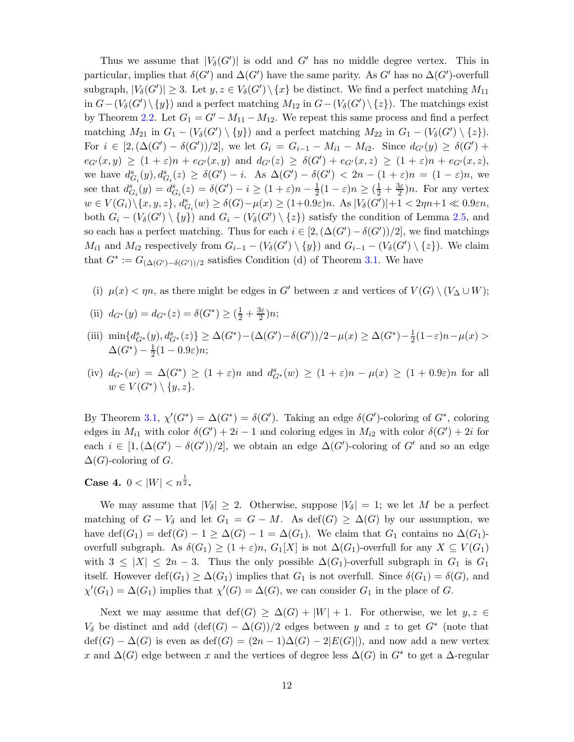Thus we assume that $|V_\delta(G')|$ is odd and $G'$ has no middle degree vertex. This in particular, implies that $\delta(G')$ and $\Delta(G')$ have the same parity. As $G'$ has no $\Delta(G')$-overfull subgraph, $|V_\delta(G')| \ge 3$. Let $y, z \in V_\delta(G') \setminus \{x\}$ be distinct. We find a perfect matching $M_{11}$ in $G - (V_\delta(G') \setminus \{y\})$ and a perfect matching $M_{12}$ in $G - (V_\delta(G') \setminus \{z\})$. The matchings exist by Theorem 2.2. Let $G_1 = G' - M_{11} - M_{12}$. We repeat this same process and find a perfect matching $M_{21}$ in $G_1 - (V_\delta(G') \setminus \{y\})$ and a perfect matching $M_{22}$ in $G_1 - (V_\delta(G') \setminus \{z\})$. For $i \in [2, (\Delta(G') - \delta(G'))/2]$, we let $G_i = G_{i-1} - M_{i1} - M_{i2}$. Since $d_{G'}(y) \ge \delta(G') + e_{G'}(x, y) \ge (1+\varepsilon)n + e_{G'}(x, y)$ and $d_{G'}(z) \ge \delta(G') + e_{G'}(x, z) \ge (1+\varepsilon)n + e_{G'}(x, z)$, we have $d^s_{G_i}(y), d^s_{G_i}(z) \ge \delta(G') - i$. As $\Delta(G') - \delta(G') < 2n - (1+\varepsilon)n = (1-\varepsilon)n$, we see that $d^s_{G_i}(y) = d^s_{G_i}(z) = \delta(G') - i \ge (1+\varepsilon)n - \frac{1}{2}(1-\varepsilon)n \ge (\frac{1}{2} + \frac{3\varepsilon}{2})n$. For any vertex $w \in V(G_i) \setminus \{x, y, z\}$, $d^s_{G_i}(w) \ge \delta(G) - \mu(x) \ge (1+0.9\varepsilon)n$. As $|V_\delta(G')| + 1 < 2\eta n + 1 \ll 0.9\varepsilon n$, both $G_i - (V_\delta(G') \setminus \{y\})$ and $G_i - (V_\delta(G') \setminus \{z\})$ satisfy the condition of Lemma 2.5, and so each has a perfect matching. Thus for each $i \in [2, (\Delta(G') - \delta(G'))/2]$, we find matchings $M_{i1}$ and $M_{i2}$ respectively from $G_{i-1} - (V_\delta(G') \setminus \{y\})$ and $G_{i-1} - (V_\delta(G') \setminus \{z\})$. We claim that $G^* := G_{(\Delta(G') - \delta(G'))/2}$ satisfies Condition (d) of Theorem 3.1. We have

(i) $\mu(x) < \eta n$, as there might be edges in $G'$ between $x$ and vertices of $V(G) \setminus (V_\Delta \cup W)$;

(ii) $d_{G^*}(y) = d_{G^*}(z) = \delta(G^*) \ge (\frac{1}{2} + \frac{3\varepsilon}{2})n$;

(iii) $\min\{d^s_{G^*}(y), d^s_{G^*}(z)\} \ge \Delta(G^*) - (\Delta(G') - \delta(G'))/2 - \mu(x) \ge \Delta(G^*) - \frac{1}{2}(1-\varepsilon)n - \mu(x) > \Delta(G^*) - \frac{1}{2}(1 - 0.9\varepsilon)n$;

(iv) $d_{G^*}(w) = \Delta(G^*) \ge (1+\varepsilon)n$ and $d^s_{G^*}(w) \ge (1+\varepsilon)n - \mu(x) \ge (1+0.9\varepsilon)n$ for all $w \in V(G^*) \setminus \{y, z\}$.

By Theorem 3.1, $\chi'(G^*) = \Delta(G^*) = \delta(G')$. Taking an edge $\delta(G')$-coloring of $G^*$, coloring edges in $M_{i1}$ with color $\delta(G') + 2i - 1$ and coloring edges in $M_{i2}$ with color $\delta(G') + 2i$ for each $i \in [1, (\Delta(G') - \delta(G'))/2]$, we obtain an edge $\Delta(G')$-coloring of $G'$ and so an edge $\Delta(G)$-coloring of $G$.

**Case 4.** $0 < |W| < n^{\frac{1}{2}}$**.**

We may assume that $|V_\delta| \ge 2$. Otherwise, suppose $|V_\delta| = 1$; we let $M$ be a perfect matching of $G - V_\delta$ and let $G_1 = G - M$. As $\text{def}(G) \ge \Delta(G)$ by our assumption, we have $\text{def}(G_1) = \text{def}(G) - 1 \ge \Delta(G) - 1 = \Delta(G_1)$. We claim that $G_1$ contains no $\Delta(G_1)$-overfull subgraph. As $\delta(G_1) \ge (1+\varepsilon)n$, $G_1[X]$ is not $\Delta(G_1)$-overfull for any $X \subseteq V(G_1)$ with $3 \le |X| \le 2n - 3$. Thus the only possible $\Delta(G_1)$-overfull subgraph in $G_1$ is $G_1$ itself. However $\text{def}(G_1) \ge \Delta(G_1)$ implies that $G_1$ is not overfull. Since $\delta(G_1) = \delta(G)$, and $\chi'(G_1) = \Delta(G_1)$ implies that $\chi'(G) = \Delta(G)$, we can consider $G_1$ in the place of $G$.

Next we may assume that $\text{def}(G) \ge \Delta(G) + |W| + 1$. For otherwise, we let $y, z \in V_\delta$ be distinct and add $(\text{def}(G) - \Delta(G))/2$ edges between $y$ and $z$ to get $G^*$ (note that $\text{def}(G) - \Delta(G)$ is even as $\text{def}(G) = (2n-1)\Delta(G) - 2|E(G)|$), and now add a new vertex $x$ and $\Delta(G)$ edge between $x$ and the vertices of degree less $\Delta(G)$ in $G^*$ to get a $\Delta$-regular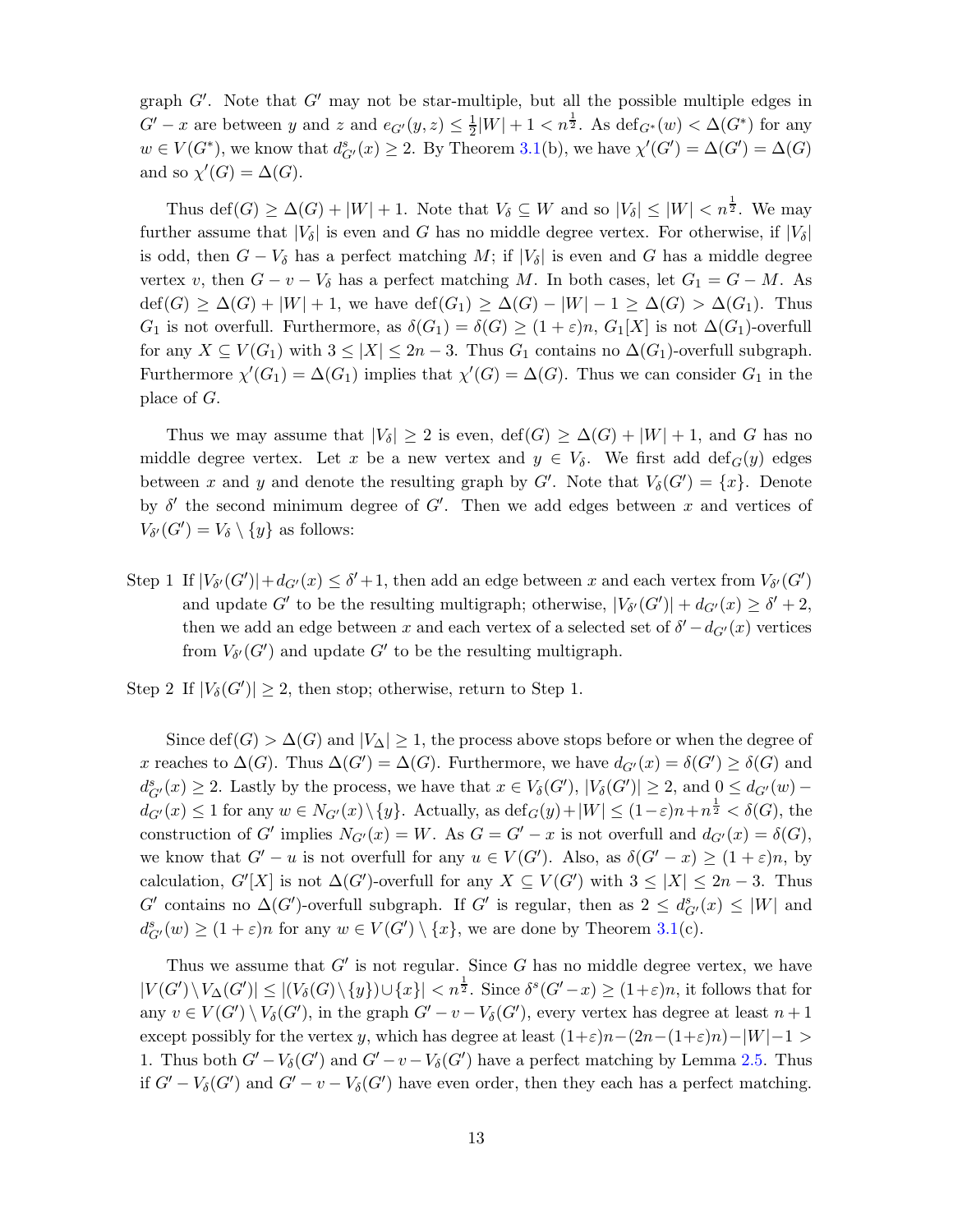graph $G'$. Note that $G'$ may not be star-multiple, but all the possible multiple edges in $G'-x$ are between $y$ and $z$ and $e_{G'}(y,z) \le \frac{1}{2}|W|+1 < n^{\frac{1}{2}}$. As $\mathrm{def}_{G^*}(w) < \Delta(G^*)$ for any $w \in V(G^*)$, we know that $d^s_{G'}(x) \ge 2$. By Theorem 3.1(b), we have $\chi'(G') = \Delta(G') = \Delta(G)$ and so $\chi'(G) = \Delta(G)$.

Thus $\mathrm{def}(G) \ge \Delta(G) + |W| + 1$. Note that $V_\delta \subseteq W$ and so $|V_\delta| \le |W| < n^{\frac{1}{2}}$. We may further assume that $|V_\delta|$ is even and $G$ has no middle degree vertex. For otherwise, if $|V_\delta|$ is odd, then $G - V_\delta$ has a perfect matching $M$; if $|V_\delta|$ is even and $G$ has a middle degree vertex $v$, then $G - v - V_\delta$ has a perfect matching $M$. In both cases, let $G_1 = G - M$. As $\mathrm{def}(G) \ge \Delta(G) + |W| + 1$, we have $\mathrm{def}(G_1) \ge \Delta(G) - |W| - 1 \ge \Delta(G) > \Delta(G_1)$. Thus $G_1$ is not overfull. Furthermore, as $\delta(G_1) = \delta(G) \ge (1+\varepsilon)n$, $G_1[X]$ is not $\Delta(G_1)$-overfull for any $X \subseteq V(G_1)$ with $3 \le |X| \le 2n-3$. Thus $G_1$ contains no $\Delta(G_1)$-overfull subgraph. Furthermore $\chi'(G_1) = \Delta(G_1)$ implies that $\chi'(G) = \Delta(G)$. Thus we can consider $G_1$ in the place of $G$.

Thus we may assume that $|V_\delta| \ge 2$ is even, $\mathrm{def}(G) \ge \Delta(G) + |W| + 1$, and $G$ has no middle degree vertex. Let $x$ be a new vertex and $y \in V_\delta$. We first add $\mathrm{def}_G(y)$ edges between $x$ and $y$ and denote the resulting graph by $G'$. Note that $V_\delta(G') = \{x\}$. Denote by $\delta'$ the second minimum degree of $G'$. Then we add edges between $x$ and vertices of $V_{\delta'}(G') = V_\delta \setminus \{y\}$ as follows:

Step 1 If $|V_{\delta'}(G')| + d_{G'}(x) \le \delta' + 1$, then add an edge between $x$ and each vertex from $V_{\delta'}(G')$ and update $G'$ to be the resulting multigraph; otherwise, $|V_{\delta'}(G')| + d_{G'}(x) \ge \delta' + 2$, then we add an edge between $x$ and each vertex of a selected set of $\delta' - d_{G'}(x)$ vertices from $V_{\delta'}(G')$ and update $G'$ to be the resulting multigraph.

Step 2 If $|V_\delta(G')| \ge 2$, then stop; otherwise, return to Step 1.

Since $\mathrm{def}(G) > \Delta(G)$ and $|V_\Delta| \ge 1$, the process above stops before or when the degree of $x$ reaches to $\Delta(G)$. Thus $\Delta(G') = \Delta(G)$. Furthermore, we have $d_{G'}(x) = \delta(G') \ge \delta(G)$ and $d^s_{G'}(x) \ge 2$. Lastly by the process, we have that $x \in V_\delta(G')$, $|V_\delta(G')| \ge 2$, and $0 \le d_{G'}(w) - d_{G'}(x) \le 1$ for any $w \in N_{G'}(x) \setminus \{y\}$. Actually, as $\mathrm{def}_G(y) + |W| \le (1-\varepsilon)n + n^{\frac{1}{2}} < \delta(G)$, the construction of $G'$ implies $N_{G'}(x) = W$. As $G = G' - x$ is not overfull and $d_{G'}(x) = \delta(G)$, we know that $G' - u$ is not overfull for any $u \in V(G')$. Also, as $\delta(G'-x) \ge (1+\varepsilon)n$, by calculation, $G'[X]$ is not $\Delta(G')$-overfull for any $X \subseteq V(G')$ with $3 \le |X| \le 2n-3$. Thus $G'$ contains no $\Delta(G')$-overfull subgraph. If $G'$ is regular, then as $2 \le d^s_{G'}(x) \le |W|$ and $d^s_{G'}(w) \ge (1+\varepsilon)n$ for any $w \in V(G') \setminus \{x\}$, we are done by Theorem 3.1(c).

Thus we assume that $G'$ is not regular. Since $G$ has no middle degree vertex, we have $|V(G') \setminus V_\Delta(G')| \le |(V_\delta(G) \setminus \{y\}) \cup \{x\}| < n^{\frac{1}{2}}$. Since $\delta^s(G'-x) \ge (1+\varepsilon)n$, it follows that for any $v \in V(G') \setminus V_\delta(G')$, in the graph $G' - v - V_\delta(G')$, every vertex has degree at least $n+1$ except possibly for the vertex $y$, which has degree at least $(1+\varepsilon)n - (2n - (1+\varepsilon)n) - |W| - 1 > 1$. Thus both $G' - V_\delta(G')$ and $G' - v - V_\delta(G')$ have a perfect matching by Lemma 2.5. Thus if $G' - V_\delta(G')$ and $G' - v - V_\delta(G')$ have even order, then they each has a perfect matching.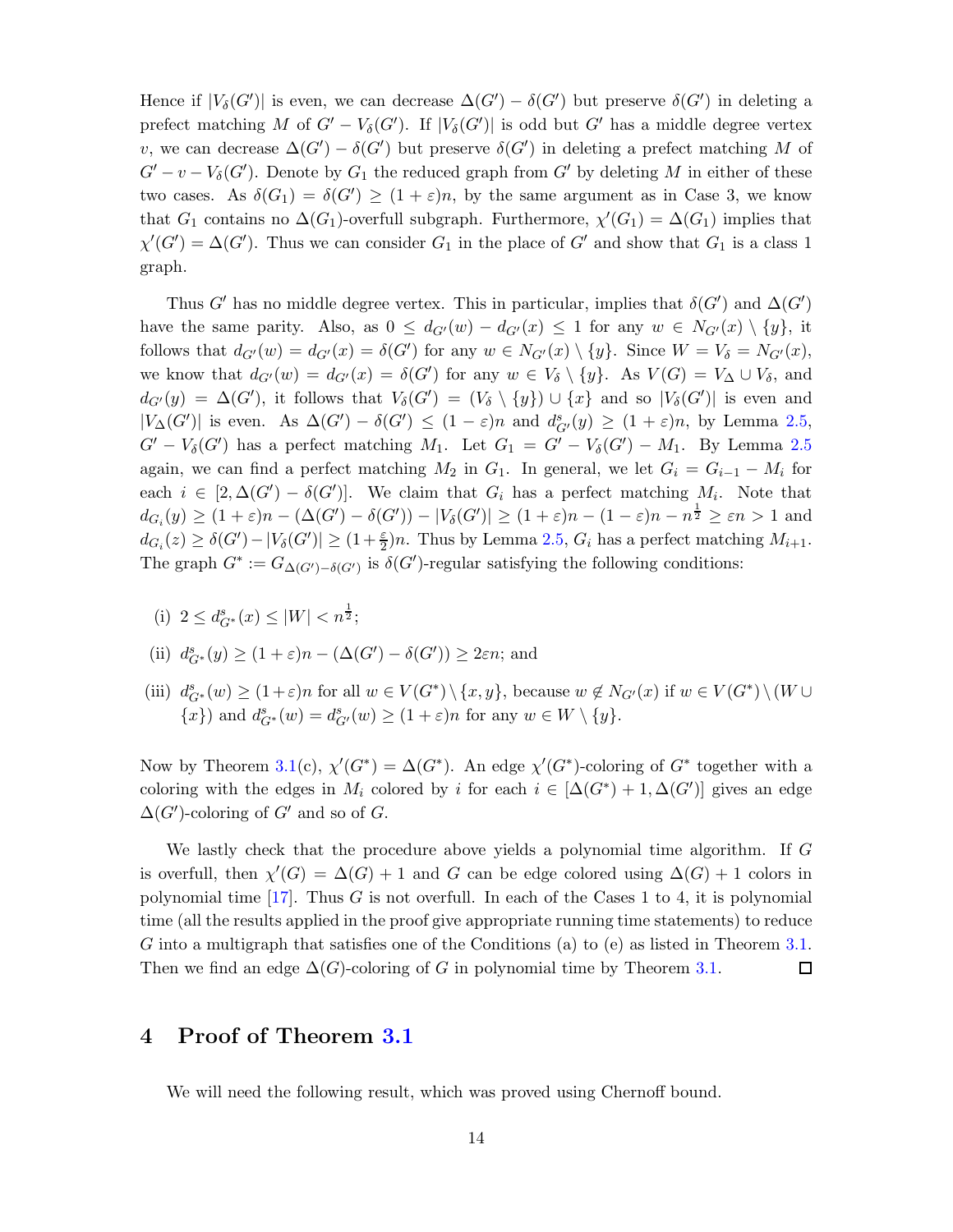Hence if $|V_\delta(G')|$ is even, we can decrease $\Delta(G') - \delta(G')$ but preserve $\delta(G')$ in deleting a prefect matching $M$ of $G' - V_\delta(G')$. If $|V_\delta(G')|$ is odd but $G'$ has a middle degree vertex $v$, we can decrease $\Delta(G') - \delta(G')$ but preserve $\delta(G')$ in deleting a prefect matching $M$ of $G' - v - V_\delta(G')$. Denote by $G_1$ the reduced graph from $G'$ by deleting $M$ in either of these two cases. As $\delta(G_1) = \delta(G') \geq (1+\varepsilon)n$, by the same argument as in Case 3, we know that $G_1$ contains no $\Delta(G_1)$-overfull subgraph. Furthermore, $\chi'(G_1) = \Delta(G_1)$ implies that $\chi'(G') = \Delta(G')$. Thus we can consider $G_1$ in the place of $G'$ and show that $G_1$ is a class 1 graph.

Thus $G'$ has no middle degree vertex. This in particular, implies that $\delta(G')$ and $\Delta(G')$ have the same parity. Also, as $0 \leq d_{G'}(w) - d_{G'}(x) \leq 1$ for any $w \in N_{G'}(x) \setminus \{y\}$, it follows that $d_{G'}(w) = d_{G'}(x) = \delta(G')$ for any $w \in N_{G'}(x) \setminus \{y\}$. Since $W = V_\delta = N_{G'}(x)$, we know that $d_{G'}(w) = d_{G'}(x) = \delta(G')$ for any $w \in V_\delta \setminus \{y\}$. As $V(G) = V_\Delta \cup V_\delta$, and $d_{G'}(y) = \Delta(G')$, it follows that $V_\delta(G') = (V_\delta \setminus \{y\}) \cup \{x\}$ and so $|V_\delta(G')|$ is even and $|V_\Delta(G')|$ is even. As $\Delta(G') - \delta(G') \leq (1-\varepsilon)n$ and $d^s_{G'}(y) \geq (1+\varepsilon)n$, by Lemma 2.5, $G' - V_\delta(G')$ has a perfect matching $M_1$. Let $G_1 = G' - V_\delta(G') - M_1$. By Lemma 2.5 again, we can find a perfect matching $M_2$ in $G_1$. In general, we let $G_i = G_{i-1} - M_i$ for each $i \in [2, \Delta(G') - \delta(G')]$. We claim that $G_i$ has a perfect matching $M_i$. Note that $d_{G_i}(y) \geq (1+\varepsilon)n - (\Delta(G') - \delta(G')) - |V_\delta(G')| \geq (1+\varepsilon)n - (1-\varepsilon)n - n^{\frac{1}{2}} \geq \varepsilon n > 1$ and $d_{G_i}(z) \geq \delta(G') - |V_\delta(G')| \geq (1+\frac{\varepsilon}{2})n$. Thus by Lemma 2.5, $G_i$ has a perfect matching $M_{i+1}$. The graph $G^* := G_{\Delta(G')-\delta(G')}$ is $\delta(G')$-regular satisfying the following conditions:

(i) $2 \leq d^s_{G^*}(x) \leq |W| < n^{\frac{1}{2}}$;

(ii) $d^s_{G^*}(y) \geq (1+\varepsilon)n - (\Delta(G') - \delta(G')) \geq 2\varepsilon n$; and

(iii) $d^s_{G^*}(w) \geq (1+\varepsilon)n$ for all $w \in V(G^*) \setminus \{x,y\}$, because $w \notin N_{G'}(x)$ if $w \in V(G^*) \setminus (W \cup \{x\})$ and $d^s_{G^*}(w) = d^s_{G'}(w) \geq (1+\varepsilon)n$ for any $w \in W \setminus \{y\}$.

Now by Theorem 3.1(c), $\chi'(G^*) = \Delta(G^*)$. An edge $\chi'(G^*)$-coloring of $G^*$ together with a coloring with the edges in $M_i$ colored by $i$ for each $i \in [\Delta(G^*)+1, \Delta(G')]$ gives an edge $\Delta(G')$-coloring of $G'$ and so of $G$.

We lastly check that the procedure above yields a polynomial time algorithm. If $G$ is overfull, then $\chi'(G) = \Delta(G)+1$ and $G$ can be edge colored using $\Delta(G)+1$ colors in polynomial time [17]. Thus $G$ is not overfull. In each of the Cases 1 to 4, it is polynomial time (all the results applied in the proof give appropriate running time statements) to reduce $G$ into a multigraph that satisfies one of the Conditions (a) to (e) as listed in Theorem 3.1. Then we find an edge $\Delta(G)$-coloring of $G$ in polynomial time by Theorem 3.1. □

# 4 Proof of Theorem 3.1

We will need the following result, which was proved using Chernoff bound.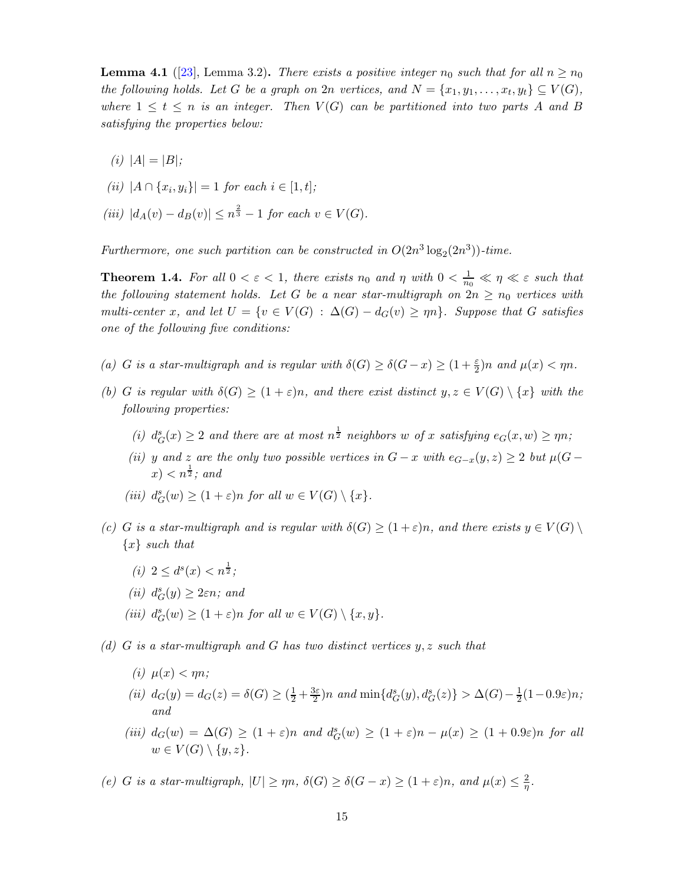**Lemma 4.1** ([23], Lemma 3.2)**.** *There exists a positive integer $n_0$ such that for all $n \geq n_0$ the following holds. Let $G$ be a graph on $2n$ vertices, and $N = \{x_1, y_1, \ldots, x_t, y_t\} \subseteq V(G)$, where $1 \leq t \leq n$ is an integer. Then $V(G)$ can be partitioned into two parts $A$ and $B$ satisfying the properties below:*

*(i) $|A| = |B|$;*

*(ii) $|A \cap \{x_i, y_i\}| = 1$ for each $i \in [1, t]$;*

*(iii) $|d_A(v) - d_B(v)| \leq n^{\frac{2}{3}} - 1$ for each $v \in V(G)$.*

*Furthermore, one such partition can be constructed in $O(2n^3 \log_2(2n^3))$-time.*

**Theorem 1.4.** *For all $0 < \varepsilon < 1$, there exists $n_0$ and $\eta$ with $0 < \frac{1}{n_0} \ll \eta \ll \varepsilon$ such that the following statement holds. Let $G$ be a near star-multigraph on $2n \geq n_0$ vertices with multi-center $x$, and let $U = \{v \in V(G) : \Delta(G) - d_G(v) \geq \eta n\}$. Suppose that $G$ satisfies one of the following five conditions:*

*(a) $G$ is a star-multigraph and is regular with $\delta(G) \geq \delta(G - x) \geq (1 + \frac{\varepsilon}{2})n$ and $\mu(x) < \eta n$.*

*(b) $G$ is regular with $\delta(G) \geq (1 + \varepsilon)n$, and there exist distinct $y, z \in V(G) \setminus \{x\}$ with the following properties:*

*(i) $d^s_G(x) \geq 2$ and there are at most $n^{\frac{1}{2}}$ neighbors $w$ of $x$ satisfying $e_G(x, w) \geq \eta n$;*

*(ii) $y$ and $z$ are the only two possible vertices in $G - x$ with $e_{G-x}(y, z) \geq 2$ but $\mu(G - x) < n^{\frac{1}{2}}$; and*

*(iii) $d^s_G(w) \geq (1 + \varepsilon)n$ for all $w \in V(G) \setminus \{x\}$.*

*(c) $G$ is a star-multigraph and is regular with $\delta(G) \geq (1 + \varepsilon)n$, and there exists $y \in V(G) \setminus \{x\}$ such that*

*(i) $2 \leq d^s(x) < n^{\frac{1}{2}}$;*

*(ii) $d^s_G(y) \geq 2\varepsilon n$; and*

*(iii) $d^s_G(w) \geq (1 + \varepsilon)n$ for all $w \in V(G) \setminus \{x, y\}$.*

*(d) $G$ is a star-multigraph and $G$ has two distinct vertices $y, z$ such that*

*(i) $\mu(x) < \eta n$;*

*(ii) $d_G(y) = d_G(z) = \delta(G) \geq (\frac{1}{2} + \frac{3\varepsilon}{2})n$ and $\min\{d^s_G(y), d^s_G(z)\} > \Delta(G) - \frac{1}{2}(1 - 0.9\varepsilon)n$; and*

*(iii) $d_G(w) = \Delta(G) \geq (1 + \varepsilon)n$ and $d^s_G(w) \geq (1 + \varepsilon)n - \mu(x) \geq (1 + 0.9\varepsilon)n$ for all $w \in V(G) \setminus \{y, z\}$.*

*(e) $G$ is a star-multigraph, $|U| \geq \eta n$, $\delta(G) \geq \delta(G - x) \geq (1 + \varepsilon)n$, and $\mu(x) \leq \frac{2}{\eta}$.*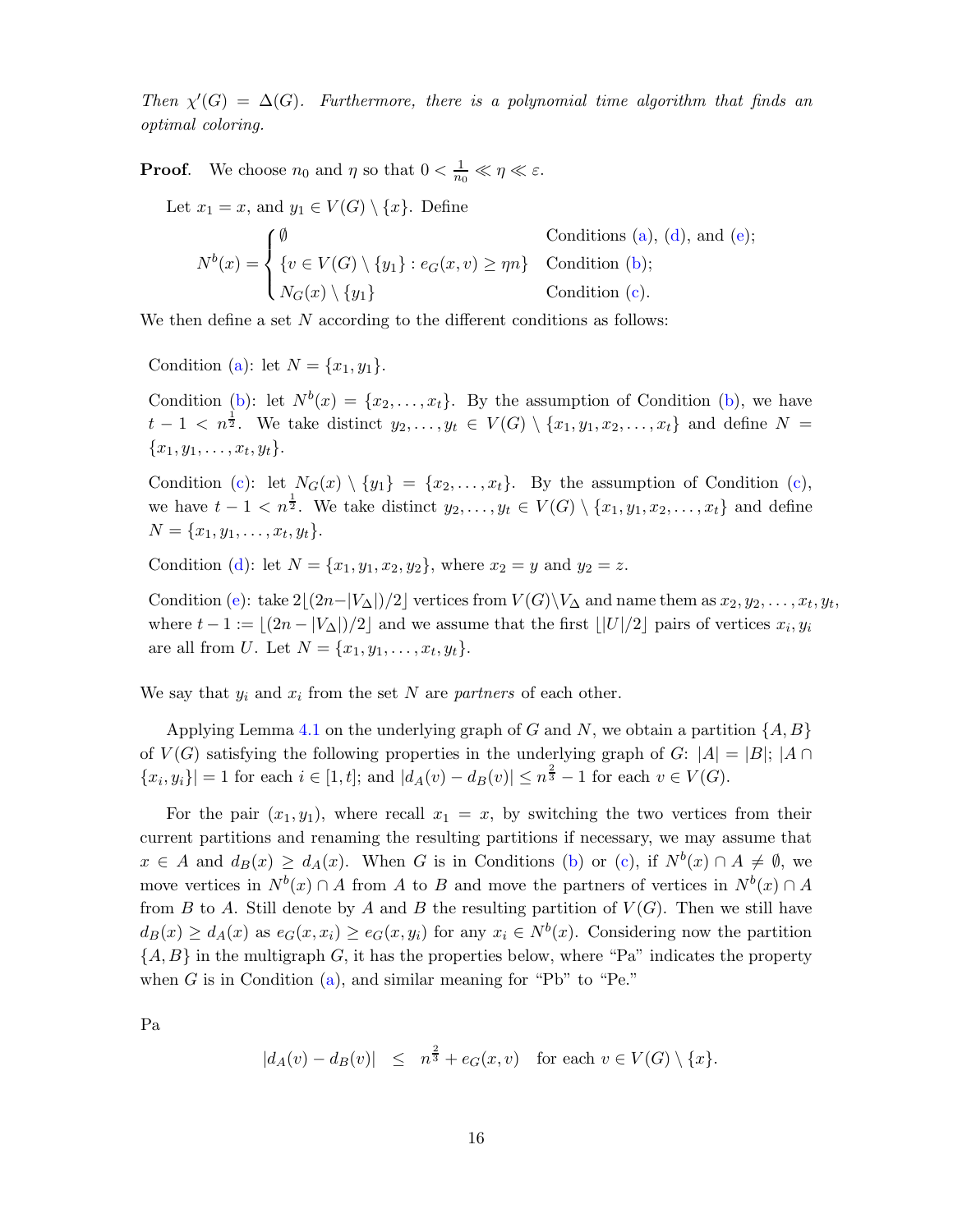*Then $\chi'(G) = \Delta(G)$. Furthermore, there is a polynomial time algorithm that finds an optimal coloring.*

**Proof**. We choose $n_0$ and $\eta$ so that $0 < \frac{1}{n_0} \ll \eta \ll \varepsilon$.

Let $x_1 = x$, and $y_1 \in V(G) \setminus \{x\}$. Define

$$N^b(x) = \begin{cases} \emptyset & \text{Conditions (a), (d), and (e);} \\ \{v \in V(G) \setminus \{y_1\} : e_G(x,v) \geq \eta n\} & \text{Condition (b);} \\ N_G(x) \setminus \{y_1\} & \text{Condition (c).} \end{cases}$$

We then define a set $N$ according to the different conditions as follows:

Condition (a): let $N = \{x_1, y_1\}$.

Condition (b): let $N^b(x) = \{x_2, \dots, x_t\}$. By the assumption of Condition (b), we have $t - 1 < n^{\frac{1}{2}}$. We take distinct $y_2, \dots, y_t \in V(G) \setminus \{x_1, y_1, x_2, \dots, x_t\}$ and define $N = \{x_1, y_1, \dots, x_t, y_t\}$.

Condition (c): let $N_G(x) \setminus \{y_1\} = \{x_2, \dots, x_t\}$. By the assumption of Condition (c), we have $t - 1 < n^{\frac{1}{2}}$. We take distinct $y_2, \dots, y_t \in V(G) \setminus \{x_1, y_1, x_2, \dots, x_t\}$ and define $N = \{x_1, y_1, \dots, x_t, y_t\}$.

Condition (d): let $N = \{x_1, y_1, x_2, y_2\}$, where $x_2 = y$ and $y_2 = z$.

Condition (e): take $2\lfloor (2n - |V_\Delta|)/2 \rfloor$ vertices from $V(G) \setminus V_\Delta$ and name them as $x_2, y_2, \dots, x_t, y_t$, where $t - 1 := \lfloor (2n - |V_\Delta|)/2 \rfloor$ and we assume that the first $\lfloor |U|/2 \rfloor$ pairs of vertices $x_i, y_i$ are all from $U$. Let $N = \{x_1, y_1, \dots, x_t, y_t\}$.

We say that $y_i$ and $x_i$ from the set $N$ are *partners* of each other.

Applying Lemma 4.1 on the underlying graph of $G$ and $N$, we obtain a partition $\{A, B\}$ of $V(G)$ satisfying the following properties in the underlying graph of $G$: $|A| = |B|$; $|A \cap \{x_i, y_i\}| = 1$ for each $i \in [1, t]$; and $|d_A(v) - d_B(v)| \leq n^{\frac{2}{3}} - 1$ for each $v \in V(G)$.

For the pair $(x_1, y_1)$, where recall $x_1 = x$, by switching the two vertices from their current partitions and renaming the resulting partitions if necessary, we may assume that $x \in A$ and $d_B(x) \geq d_A(x)$. When $G$ is in Conditions (b) or (c), if $N^b(x) \cap A \neq \emptyset$, we move vertices in $N^b(x) \cap A$ from $A$ to $B$ and move the partners of vertices in $N^b(x) \cap A$ from $B$ to $A$. Still denote by $A$ and $B$ the resulting partition of $V(G)$. Then we still have $d_B(x) \geq d_A(x)$ as $e_G(x, x_i) \geq e_G(x, y_i)$ for any $x_i \in N^b(x)$. Considering now the partition $\{A, B\}$ in the multigraph $G$, it has the properties below, where "Pa" indicates the property when $G$ is in Condition (a), and similar meaning for "Pb" to "Pe."

Pa

$$|d_A(v) - d_B(v)| \leq n^{\frac{2}{3}} + e_G(x, v) \quad \text{for each } v \in V(G) \setminus \{x\}.$$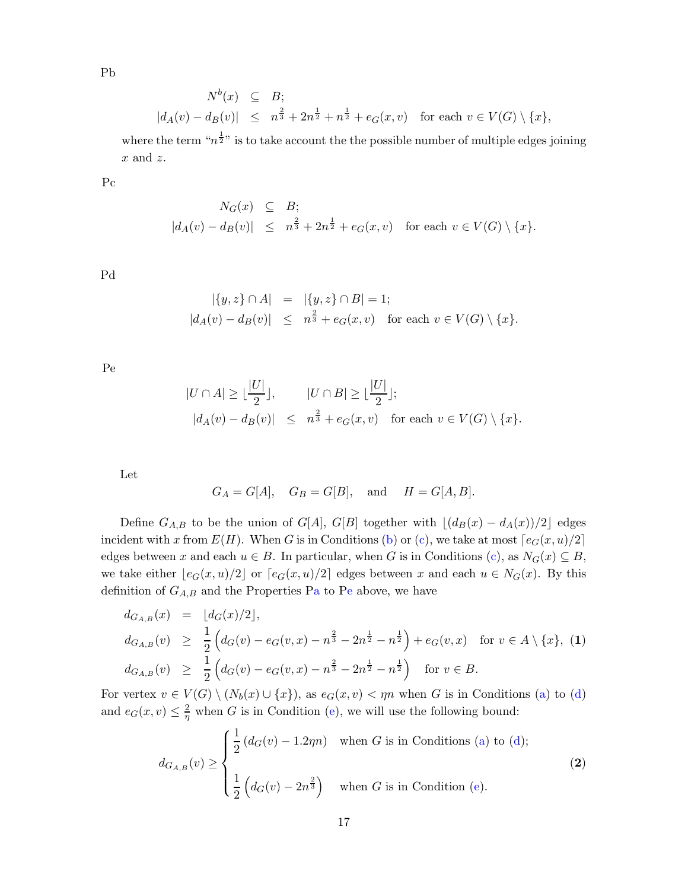Pb

$$
\begin{aligned}
N^b(x) &\subseteq B; \\
|d_A(v) - d_B(v)| &\leq n^{\frac{2}{3}} + 2n^{\frac{1}{2}} + n^{\frac{1}{2}} + e_G(x,v) \quad \text{for each } v \in V(G) \setminus \{x\},
\end{aligned}
$$

where the term "$n^{\frac{1}{2}}$" is to take account the the possible number of multiple edges joining $x$ and $z$.

Pc

$$
\begin{aligned}
N_G(x) &\subseteq B; \\
|d_A(v) - d_B(v)| &\leq n^{\frac{2}{3}} + 2n^{\frac{1}{2}} + e_G(x,v) \quad \text{for each } v \in V(G) \setminus \{x\}.
\end{aligned}
$$

Pd

$$
\begin{aligned}
|\{y,z\} \cap A| &= |\{y,z\} \cap B| = 1; \\
|d_A(v) - d_B(v)| &\leq n^{\frac{2}{3}} + e_G(x,v) \quad \text{for each } v \in V(G) \setminus \{x\}.
\end{aligned}
$$

Pe

$$
\begin{aligned}
&|U \cap A| \geq \lfloor \frac{|U|}{2} \rfloor, \qquad |U \cap B| \geq \lfloor \frac{|U|}{2} \rfloor; \\
&|d_A(v) - d_B(v)| \leq n^{\frac{2}{3}} + e_G(x,v) \quad \text{for each } v \in V(G) \setminus \{x\}.
\end{aligned}
$$

Let

$$
G_A = G[A], \quad G_B = G[B], \quad \text{and} \quad H = G[A,B].
$$

Define $G_{A,B}$ to be the union of $G[A]$, $G[B]$ together with $\lfloor (d_B(x) - d_A(x))/2 \rfloor$ edges incident with $x$ from $E(H)$. When $G$ is in Conditions (b) or (c), we take at most $\lceil e_G(x,u)/2 \rceil$ edges between $x$ and each $u \in B$. In particular, when $G$ is in Conditions (c), as $N_G(x) \subseteq B$, we take either $\lfloor e_G(x,u)/2 \rfloor$ or $\lceil e_G(x,u)/2 \rceil$ edges between $x$ and each $u \in N_G(x)$. By this definition of $G_{A,B}$ and the Properties Pa to Pe above, we have

$$
\begin{aligned}
d_{G_{A,B}}(x) &= \lfloor d_G(x)/2 \rfloor, \\
d_{G_{A,B}}(v) &\geq \frac{1}{2}\left(d_G(v) - e_G(v,x) - n^{\frac{2}{3}} - 2n^{\frac{1}{2}} - n^{\frac{1}{2}}\right) + e_G(v,x) \quad \text{for } v \in A \setminus \{x\}, \qquad (\mathbf{1}) \\
d_{G_{A,B}}(v) &\geq \frac{1}{2}\left(d_G(v) - e_G(v,x) - n^{\frac{2}{3}} - 2n^{\frac{1}{2}} - n^{\frac{1}{2}}\right) \quad \text{for } v \in B.
\end{aligned}
$$

For vertex $v \in V(G) \setminus (N_b(x) \cup \{x\})$, as $e_G(x,v) < \eta n$ when $G$ is in Conditions (a) to (d) and $e_G(x,v) \leq \frac{2}{\eta}$ when $G$ is in Condition (e), we will use the following bound:

$$
d_{G_{A,B}}(v) \geq
\begin{cases}
\frac{1}{2}\left(d_G(v) - 1.2\eta n\right) & \text{when } G \text{ is in Conditions (a) to (d);} \\
\frac{1}{2}\left(d_G(v) - 2n^{\frac{2}{3}}\right) & \text{when } G \text{ is in Condition (e).}
\end{cases}
\qquad (\mathbf{2})
$$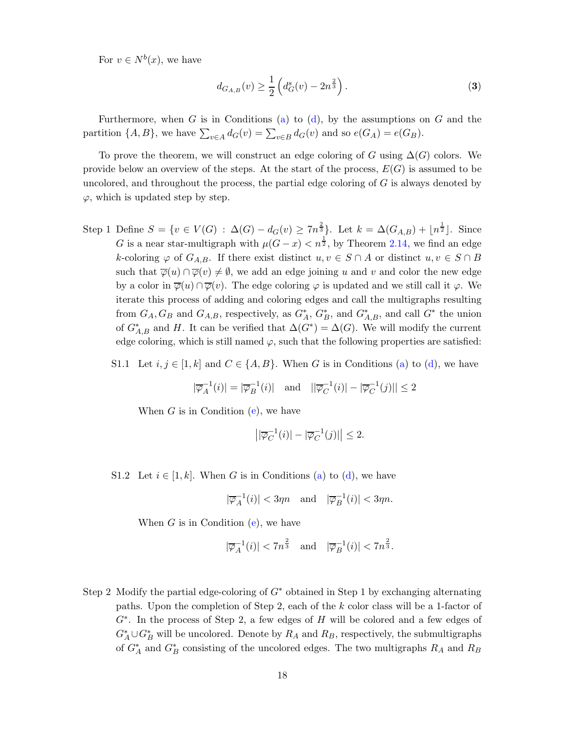For $v \in N^b(x)$, we have

$$d_{G_{A,B}}(v) \geq \frac{1}{2}\left(d^s_G(v) - 2n^{\frac{2}{3}}\right). \tag{3}$$

Furthermore, when $G$ is in Conditions (a) to (d), by the assumptions on $G$ and the partition $\{A, B\}$, we have $\sum_{v \in A} d_G(v) = \sum_{v \in B} d_G(v)$ and so $e(G_A) = e(G_B)$.

To prove the theorem, we will construct an edge coloring of $G$ using $\Delta(G)$ colors. We provide below an overview of the steps. At the start of the process, $E(G)$ is assumed to be uncolored, and throughout the process, the partial edge coloring of $G$ is always denoted by $\varphi$, which is updated step by step.

Step 1 Define $S = \{v \in V(G) : \Delta(G) - d_G(v) \geq 7n^{\frac{2}{3}}\}$. Let $k = \Delta(G_{A,B}) + \lfloor n^{\frac{1}{2}} \rfloor$. Since $G$ is a near star-multigraph with $\mu(G - x) < n^{\frac{1}{2}}$, by Theorem 2.14, we find an edge $k$-coloring $\varphi$ of $G_{A,B}$. If there exist distinct $u, v \in S \cap A$ or distinct $u, v \in S \cap B$ such that $\overline{\varphi}(u) \cap \overline{\varphi}(v) \neq \emptyset$, we add an edge joining $u$ and $v$ and color the new edge by a color in $\overline{\varphi}(u) \cap \overline{\varphi}(v)$. The edge coloring $\varphi$ is updated and we still call it $\varphi$. We iterate this process of adding and coloring edges and call the multigraphs resulting from $G_A, G_B$ and $G_{A,B}$, respectively, as $G^*_A$, $G^*_B$, and $G^*_{A,B}$, and call $G^*$ the union of $G^*_{A,B}$ and $H$. It can be verified that $\Delta(G^*) = \Delta(G)$. We will modify the current edge coloring, which is still named $\varphi$, such that the following properties are satisfied:

S1.1 Let $i, j \in [1, k]$ and $C \in \{A, B\}$. When $G$ is in Conditions (a) to (d), we have

$$|\overline{\varphi}_A^{-1}(i)| = |\overline{\varphi}_B^{-1}(i)| \quad \text{and} \quad ||\overline{\varphi}_C^{-1}(i)| - |\overline{\varphi}_C^{-1}(j)|| \leq 2$$

When $G$ is in Condition (e), we have

$$\left||\overline{\varphi}_C^{-1}(i)| - |\overline{\varphi}_C^{-1}(j)|\right| \leq 2.$$

S1.2 Let $i \in [1, k]$. When $G$ is in Conditions (a) to (d), we have

$$|\overline{\varphi}_A^{-1}(i)| < 3\eta n \quad \text{and} \quad |\overline{\varphi}_B^{-1}(i)| < 3\eta n.$$

When $G$ is in Condition (e), we have

$$|\overline{\varphi}_A^{-1}(i)| < 7n^{\frac{2}{3}} \quad \text{and} \quad |\overline{\varphi}_B^{-1}(i)| < 7n^{\frac{2}{3}}.$$

Step 2 Modify the partial edge-coloring of $G^*$ obtained in Step 1 by exchanging alternating paths. Upon the completion of Step 2, each of the $k$ color class will be a 1-factor of $G^*$. In the process of Step 2, a few edges of $H$ will be colored and a few edges of $G^*_A \cup G^*_B$ will be uncolored. Denote by $R_A$ and $R_B$, respectively, the submultigraphs of $G^*_A$ and $G^*_B$ consisting of the uncolored edges. The two multigraphs $R_A$ and $R_B$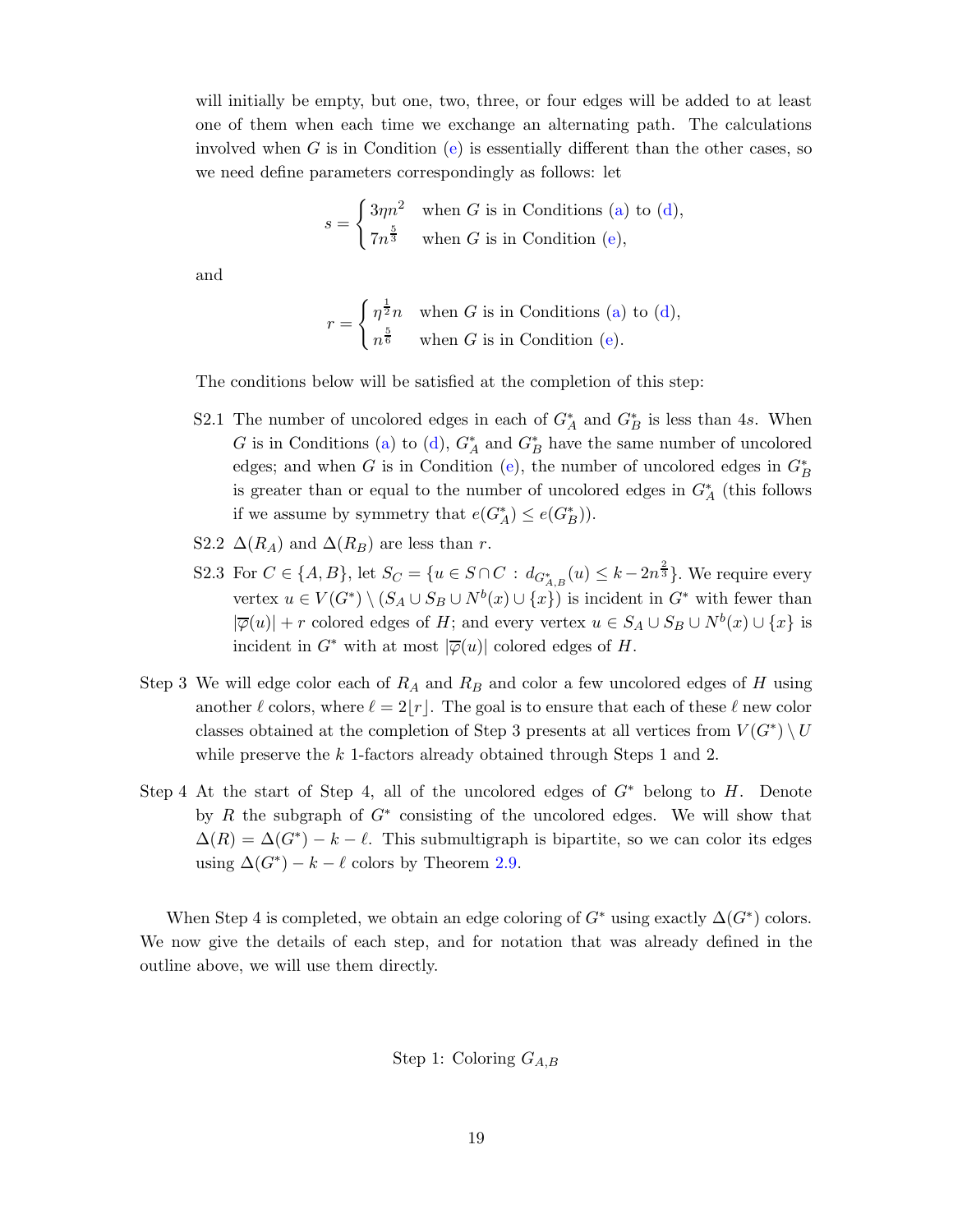will initially be empty, but one, two, three, or four edges will be added to at least one of them when each time we exchange an alternating path. The calculations involved when $G$ is in Condition (e) is essentially different than the other cases, so we need define parameters correspondingly as follows: let

$$s = \begin{cases} 3\eta n^2 & \text{when } G \text{ is in Conditions (a) to (d),} \\ 7n^{\frac{5}{3}} & \text{when } G \text{ is in Condition (e),} \end{cases}$$

and

$$r = \begin{cases} \eta^{\frac{1}{2}} n & \text{when } G \text{ is in Conditions (a) to (d),} \\ n^{\frac{5}{6}} & \text{when } G \text{ is in Condition (e).} \end{cases}$$

The conditions below will be satisfied at the completion of this step:

- S2.1 The number of uncolored edges in each of $G^*_A$ and $G^*_B$ is less than $4s$. When $G$ is in Conditions (a) to (d), $G^*_A$ and $G^*_B$ have the same number of uncolored edges; and when $G$ is in Condition (e), the number of uncolored edges in $G^*_B$ is greater than or equal to the number of uncolored edges in $G^*_A$ (this follows if we assume by symmetry that $e(G^*_A) \le e(G^*_B)$).
- S2.2 $\Delta(R_A)$ and $\Delta(R_B)$ are less than $r$.
- S2.3 For $C \in \{A, B\}$, let $S_C = \{u \in S \cap C : d_{G^*_{A,B}}(u) \le k - 2n^{\frac{2}{3}}\}$. We require every vertex $u \in V(G^*) \setminus (S_A \cup S_B \cup N^b(x) \cup \{x\})$ is incident in $G^*$ with fewer than $|\overline{\varphi}(u)| + r$ colored edges of $H$; and every vertex $u \in S_A \cup S_B \cup N^b(x) \cup \{x\}$ is incident in $G^*$ with at most $|\overline{\varphi}(u)|$ colored edges of $H$.

Step 3 We will edge color each of $R_A$ and $R_B$ and color a few uncolored edges of $H$ using another $\ell$ colors, where $\ell = 2\lfloor r \rfloor$. The goal is to ensure that each of these $\ell$ new color classes obtained at the completion of Step 3 presents at all vertices from $V(G^*) \setminus U$ while preserve the $k$ 1-factors already obtained through Steps 1 and 2.

Step 4 At the start of Step 4, all of the uncolored edges of $G^*$ belong to $H$. Denote by $R$ the subgraph of $G^*$ consisting of the uncolored edges. We will show that $\Delta(R) = \Delta(G^*) - k - \ell$. This submultigraph is bipartite, so we can color its edges using $\Delta(G^*) - k - \ell$ colors by Theorem 2.9.

When Step 4 is completed, we obtain an edge coloring of $G^*$ using exactly $\Delta(G^*)$ colors. We now give the details of each step, and for notation that was already defined in the outline above, we will use them directly.

Step 1: Coloring $G_{A,B}$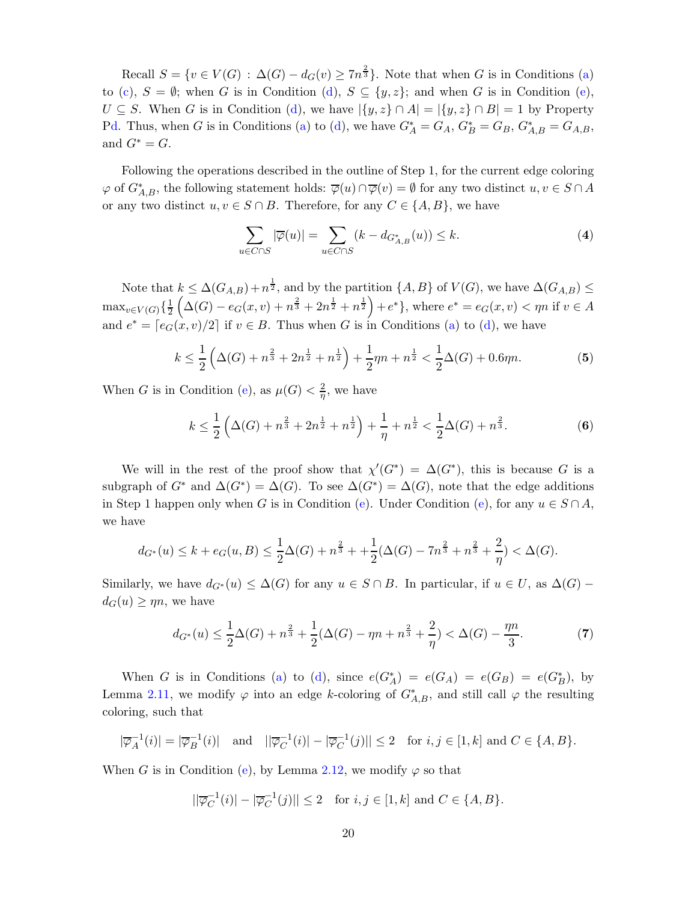Recall $S = \{v \in V(G) : \Delta(G) - d_G(v) \geq 7n^{\frac{2}{3}}\}$. Note that when $G$ is in Conditions (a) to (c), $S = \emptyset$; when $G$ is in Condition (d), $S \subseteq \{y, z\}$; and when $G$ is in Condition (e), $U \subseteq S$. When $G$ is in Condition (d), we have $|\{y, z\} \cap A| = |\{y, z\} \cap B| = 1$ by Property Pd. Thus, when $G$ is in Conditions (a) to (d), we have $G^*_A = G_A$, $G^*_B = G_B$, $G^*_{A,B} = G_{A,B}$, and $G^* = G$.

Following the operations described in the outline of Step 1, for the current edge coloring $\varphi$ of $G^*_{A,B}$, the following statement holds: $\overline{\varphi}(u) \cap \overline{\varphi}(v) = \emptyset$ for any two distinct $u, v \in S \cap A$ or any two distinct $u, v \in S \cap B$. Therefore, for any $C \in \{A, B\}$, we have

$$\sum_{u \in C \cap S} |\overline{\varphi}(u)| = \sum_{u \in C \cap S} (k - d_{G^*_{A,B}}(u)) \leq k. \tag{4}$$

Note that $k \leq \Delta(G_{A,B}) + n^{\frac{1}{2}}$, and by the partition $\{A, B\}$ of $V(G)$, we have $\Delta(G_{A,B}) \leq \max_{v \in V(G)}\{\frac{1}{2}\left(\Delta(G) - e_G(x, v) + n^{\frac{2}{3}} + 2n^{\frac{1}{2}} + n^{\frac{1}{2}}\right) + e^*\}$, where $e^* = e_G(x, v) < \eta n$ if $v \in A$ and $e^* = \lceil e_G(x, v)/2 \rceil$ if $v \in B$. Thus when $G$ is in Conditions (a) to (d), we have

$$k \leq \frac{1}{2}\left(\Delta(G) + n^{\frac{2}{3}} + 2n^{\frac{1}{2}} + n^{\frac{1}{2}}\right) + \frac{1}{2}\eta n + n^{\frac{1}{2}} < \frac{1}{2}\Delta(G) + 0.6\eta n. \tag{5}$$

When $G$ is in Condition (e), as $\mu(G) < \frac{2}{\eta}$, we have

$$k \leq \frac{1}{2}\left(\Delta(G) + n^{\frac{2}{3}} + 2n^{\frac{1}{2}} + n^{\frac{1}{2}}\right) + \frac{1}{\eta} + n^{\frac{1}{2}} < \frac{1}{2}\Delta(G) + n^{\frac{2}{3}}. \tag{6}$$

We will in the rest of the proof show that $\chi'(G^*) = \Delta(G^*)$, this is because $G$ is a subgraph of $G^*$ and $\Delta(G^*) = \Delta(G)$. To see $\Delta(G^*) = \Delta(G)$, note that the edge additions in Step 1 happen only when $G$ is in Condition (e). Under Condition (e), for any $u \in S \cap A$, we have

$$d_{G^*}(u) \leq k + e_G(u, B) \leq \frac{1}{2}\Delta(G) + n^{\frac{2}{3}} + + \frac{1}{2}(\Delta(G) - 7n^{\frac{2}{3}} + n^{\frac{2}{3}} + \frac{2}{\eta}) < \Delta(G).$$

Similarly, we have $d_{G^*}(u) \leq \Delta(G)$ for any $u \in S \cap B$. In particular, if $u \in U$, as $\Delta(G) - d_G(u) \geq \eta n$, we have

$$d_{G^*}(u) \leq \frac{1}{2}\Delta(G) + n^{\frac{2}{3}} + \frac{1}{2}(\Delta(G) - \eta n + n^{\frac{2}{3}} + \frac{2}{\eta}) < \Delta(G) - \frac{\eta n}{3}. \tag{7}$$

When $G$ is in Conditions (a) to (d), since $e(G^*_A) = e(G_A) = e(G_B) = e(G^*_B)$, by Lemma 2.11, we modify $\varphi$ into an edge $k$-coloring of $G^*_{A,B}$, and still call $\varphi$ the resulting coloring, such that

$$|\overline{\varphi}_A^{-1}(i)| = |\overline{\varphi}_B^{-1}(i)| \quad \text{and} \quad ||\overline{\varphi}_C^{-1}(i)| - |\overline{\varphi}_C^{-1}(j)|| \leq 2 \quad \text{for } i, j \in [1, k] \text{ and } C \in \{A, B\}.$$

When $G$ is in Condition (e), by Lemma 2.12, we modify $\varphi$ so that

$$||\overline{\varphi}_C^{-1}(i)| - |\overline{\varphi}_C^{-1}(j)|| \leq 2 \quad \text{for } i, j \in [1, k] \text{ and } C \in \{A, B\}.$$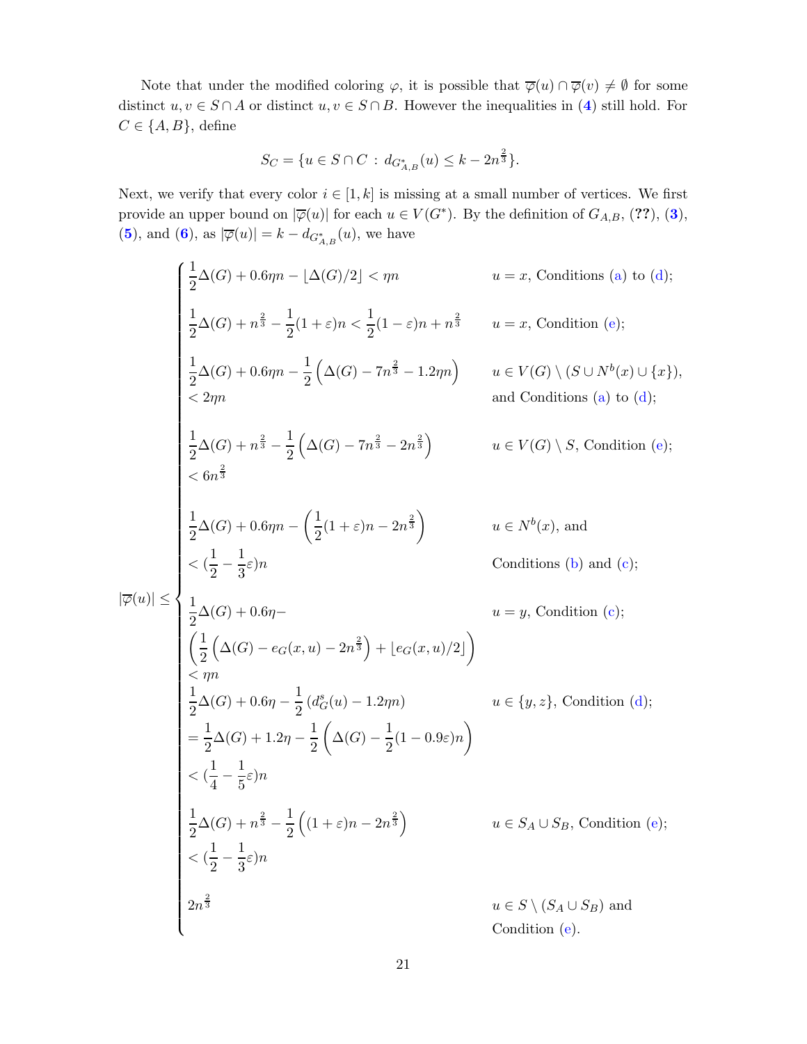Note that under the modified coloring $\varphi$, it is possible that $\overline{\varphi}(u) \cap \overline{\varphi}(v) \neq \emptyset$ for some distinct $u, v \in S \cap A$ or distinct $u, v \in S \cap B$. However the inequalities in (4) still hold. For $C \in \{A, B\}$, define

$$S_C = \{u \in S \cap C \,:\, d_{G^*_{A,B}}(u) \leq k - 2n^{\frac{2}{3}}\}.$$

Next, we verify that every color $i \in [1, k]$ is missing at a small number of vertices. We first provide an upper bound on $|\overline{\varphi}(u)|$ for each $u \in V(G^*)$. By the definition of $G_{A,B}$, (??), (3), (5), and (6), as $|\overline{\varphi}(u)| = k - d_{G^*_{A,B}}(u)$, we have

$$|\overline{\varphi}(u)| \leq \begin{cases} \frac{1}{2}\Delta(G) + 0.6\eta n - \lfloor \Delta(G)/2 \rfloor < \eta n & u = x, \text{ Conditions (a) to (d)}; \\[2ex] \frac{1}{2}\Delta(G) + n^{\frac{2}{3}} - \frac{1}{2}(1+\varepsilon)n < \frac{1}{2}(1-\varepsilon)n + n^{\frac{2}{3}} & u = x, \text{ Condition (e)}; \\[2ex] \frac{1}{2}\Delta(G) + 0.6\eta n - \frac{1}{2}\left(\Delta(G) - 7n^{\frac{2}{3}} - 1.2\eta n\right) & u \in V(G) \setminus (S \cup N^b(x) \cup \{x\}), \\ < 2\eta n & \text{and Conditions (a) to (d)}; \\[2ex] \frac{1}{2}\Delta(G) + n^{\frac{2}{3}} - \frac{1}{2}\left(\Delta(G) - 7n^{\frac{2}{3}} - 2n^{\frac{2}{3}}\right) & u \in V(G) \setminus S, \text{ Condition (e)}; \\ < 6n^{\frac{2}{3}} & \\[2ex] \frac{1}{2}\Delta(G) + 0.6\eta n - \left(\frac{1}{2}(1+\varepsilon)n - 2n^{\frac{2}{3}}\right) & u \in N^b(x), \text{ and} \\ < (\frac{1}{2} - \frac{1}{3}\varepsilon)n & \text{Conditions (b) and (c)}; \\[2ex] \frac{1}{2}\Delta(G) + 0.6\eta - & u = y, \text{ Condition (c)}; \\ \left(\frac{1}{2}\left(\Delta(G) - e_G(x,u) - 2n^{\frac{2}{3}}\right) + \lfloor e_G(x,u)/2 \rfloor\right) & \\ < \eta n & \\ \frac{1}{2}\Delta(G) + 0.6\eta - \frac{1}{2}\left(d^s_G(u) - 1.2\eta n\right) & u \in \{y, z\}, \text{ Condition (d)}; \\ = \frac{1}{2}\Delta(G) + 1.2\eta - \frac{1}{2}\left(\Delta(G) - \frac{1}{2}(1-0.9\varepsilon)n\right) & \\ < (\frac{1}{4} - \frac{1}{5}\varepsilon)n & \\[2ex] \frac{1}{2}\Delta(G) + n^{\frac{2}{3}} - \frac{1}{2}\left((1+\varepsilon)n - 2n^{\frac{2}{3}}\right) & u \in S_A \cup S_B, \text{ Condition (e)}; \\ < (\frac{1}{2} - \frac{1}{3}\varepsilon)n & \\[2ex] 2n^{\frac{2}{3}} & u \in S \setminus (S_A \cup S_B) \text{ and} \\ & \text{Condition (e)}. \end{cases}$$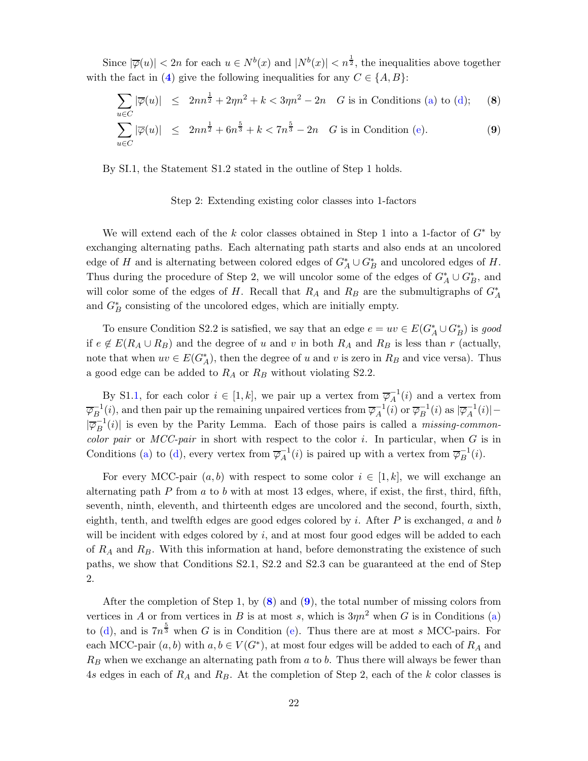Since $|\overline{\varphi}(u)| < 2n$ for each $u \in N^b(x)$ and $|N^b(x)| < n^{\frac{1}{2}}$, the inequalities above together with the fact in (**4**) give the following inequalities for any $C \in \{A, B\}$:

$$\sum_{u \in C} |\overline{\varphi}(u)| \leq 2nn^{\frac{1}{2}} + 2\eta n^2 + k < 3\eta n^2 - 2n \quad G \text{ is in Conditions (a) to (d);} \qquad (\mathbf{8})$$

$$\sum_{u \in C} |\overline{\varphi}(u)| \leq 2nn^{\frac{1}{2}} + 6n^{\frac{5}{3}} + k < 7n^{\frac{5}{3}} - 2n \quad G \text{ is in Condition (e).} \qquad (\mathbf{9})$$

By SI.1, the Statement S1.2 stated in the outline of Step 1 holds.

Step 2: Extending existing color classes into 1-factors

We will extend each of the $k$ color classes obtained in Step 1 into a 1-factor of $G^*$ by exchanging alternating paths. Each alternating path starts and also ends at an uncolored edge of $H$ and is alternating between colored edges of $G^*_A \cup G^*_B$ and uncolored edges of $H$. Thus during the procedure of Step 2, we will uncolor some of the edges of $G^*_A \cup G^*_B$, and will color some of the edges of $H$. Recall that $R_A$ and $R_B$ are the submultigraphs of $G^*_A$ and $G^*_B$ consisting of the uncolored edges, which are initially empty.

To ensure Condition S2.2 is satisfied, we say that an edge $e = uv \in E(G^*_A \cup G^*_B)$ is *good* if $e \notin E(R_A \cup R_B)$ and the degree of $u$ and $v$ in both $R_A$ and $R_B$ is less than $r$ (actually, note that when $uv \in E(G^*_A)$, then the degree of $u$ and $v$ is zero in $R_B$ and vice versa). Thus a good edge can be added to $R_A$ or $R_B$ without violating S2.2.

By S1.1, for each color $i \in [1, k]$, we pair up a vertex from $\overline{\varphi}_A^{-1}(i)$ and a vertex from $\overline{\varphi}_B^{-1}(i)$, and then pair up the remaining unpaired vertices from $\overline{\varphi}_A^{-1}(i)$ or $\overline{\varphi}_B^{-1}(i)$ as $|\overline{\varphi}_A^{-1}(i)| - |\overline{\varphi}_B^{-1}(i)|$ is even by the Parity Lemma. Each of those pairs is called a *missing-common-color pair* or *MCC-pair* in short with respect to the color $i$. In particular, when $G$ is in Conditions (a) to (d), every vertex from $\overline{\varphi}_A^{-1}(i)$ is paired up with a vertex from $\overline{\varphi}_B^{-1}(i)$.

For every MCC-pair $(a, b)$ with respect to some color $i \in [1, k]$, we will exchange an alternating path $P$ from $a$ to $b$ with at most 13 edges, where, if exist, the first, third, fifth, seventh, ninth, eleventh, and thirteenth edges are uncolored and the second, fourth, sixth, eighth, tenth, and twelfth edges are good edges colored by $i$. After $P$ is exchanged, $a$ and $b$ will be incident with edges colored by $i$, and at most four good edges will be added to each of $R_A$ and $R_B$. With this information at hand, before demonstrating the existence of such paths, we show that Conditions S2.1, S2.2 and S2.3 can be guaranteed at the end of Step 2.

After the completion of Step 1, by (**8**) and (**9**), the total number of missing colors from vertices in $A$ or from vertices in $B$ is at most $s$, which is $3\eta n^2$ when $G$ is in Conditions (a) to (d), and is $7n^{\frac{5}{3}}$ when $G$ is in Condition (e). Thus there are at most $s$ MCC-pairs. For each MCC-pair $(a, b)$ with $a, b \in V(G^*)$, at most four edges will be added to each of $R_A$ and $R_B$ when we exchange an alternating path from $a$ to $b$. Thus there will always be fewer than $4s$ edges in each of $R_A$ and $R_B$. At the completion of Step 2, each of the $k$ color classes is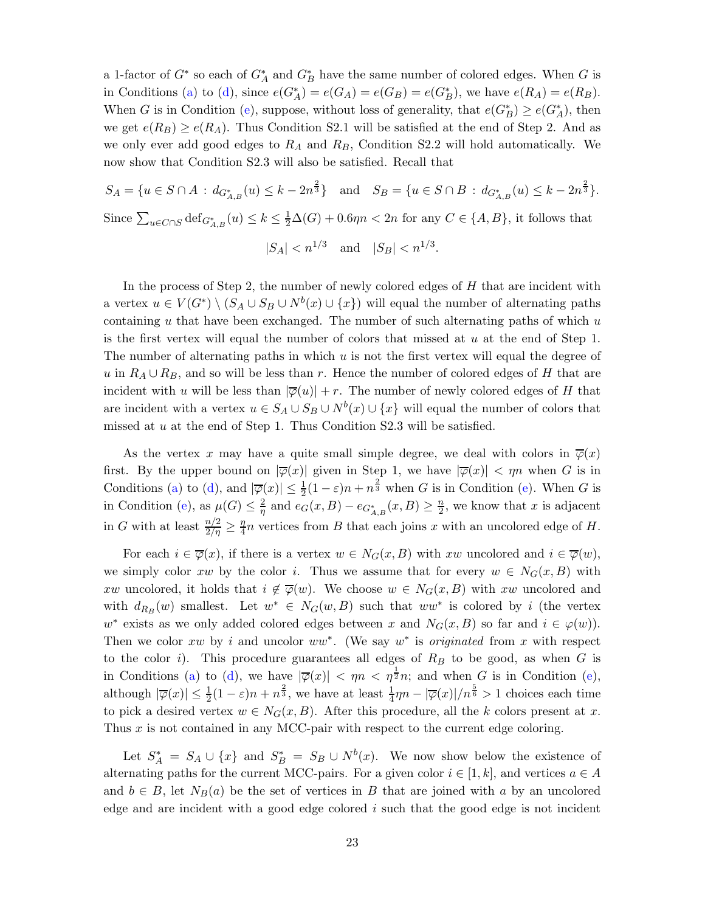a 1-factor of $G^*$ so each of $G^*_A$ and $G^*_B$ have the same number of colored edges. When $G$ is in Conditions (a) to (d), since $e(G^*_A) = e(G_A) = e(G_B) = e(G^*_B)$, we have $e(R_A) = e(R_B)$. When $G$ is in Condition (e), suppose, without loss of generality, that $e(G^*_B) \geq e(G^*_A)$, then we get $e(R_B) \geq e(R_A)$. Thus Condition S2.1 will be satisfied at the end of Step 2. And as we only ever add good edges to $R_A$ and $R_B$, Condition S2.2 will hold automatically. We now show that Condition S2.3 will also be satisfied. Recall that

$$S_A = \{u \in S \cap A : d_{G^*_{A,B}}(u) \leq k - 2n^{\frac{2}{3}}\} \quad \text{and} \quad S_B = \{u \in S \cap B : d_{G^*_{A,B}}(u) \leq k - 2n^{\frac{2}{3}}\}.$$

Since $\sum_{u \in C \cap S} \mathrm{def}_{G^*_{A,B}}(u) \leq k \leq \frac{1}{2}\Delta(G) + 0.6\eta n < 2n$ for any $C \in \{A, B\}$, it follows that

$$|S_A| < n^{1/3} \quad \text{and} \quad |S_B| < n^{1/3}.$$

In the process of Step 2, the number of newly colored edges of $H$ that are incident with a vertex $u \in V(G^*) \setminus (S_A \cup S_B \cup N^b(x) \cup \{x\})$ will equal the number of alternating paths containing $u$ that have been exchanged. The number of such alternating paths of which $u$ is the first vertex will equal the number of colors that missed at $u$ at the end of Step 1. The number of alternating paths in which $u$ is not the first vertex will equal the degree of $u$ in $R_A \cup R_B$, and so will be less than $r$. Hence the number of colored edges of $H$ that are incident with $u$ will be less than $|\overline{\varphi}(u)| + r$. The number of newly colored edges of $H$ that are incident with a vertex $u \in S_A \cup S_B \cup N^b(x) \cup \{x\}$ will equal the number of colors that missed at $u$ at the end of Step 1. Thus Condition S2.3 will be satisfied.

As the vertex $x$ may have a quite small simple degree, we deal with colors in $\overline{\varphi}(x)$ first. By the upper bound on $|\overline{\varphi}(x)|$ given in Step 1, we have $|\overline{\varphi}(x)| < \eta n$ when $G$ is in Conditions (a) to (d), and $|\overline{\varphi}(x)| \leq \frac{1}{2}(1-\varepsilon)n + n^{\frac{2}{3}}$ when $G$ is in Condition (e). When $G$ is in Condition (e), as $\mu(G) \leq \frac{2}{\eta}$ and $e_G(x, B) - e_{G^*_{A,B}}(x, B) \geq \frac{n}{2}$, we know that $x$ is adjacent in $G$ with at least $\frac{n/2}{2/\eta} \geq \frac{\eta}{4}n$ vertices from $B$ that each joins $x$ with an uncolored edge of $H$.

For each $i \in \overline{\varphi}(x)$, if there is a vertex $w \in N_G(x, B)$ with $xw$ uncolored and $i \in \overline{\varphi}(w)$, we simply color $xw$ by the color $i$. Thus we assume that for every $w \in N_G(x, B)$ with $xw$ uncolored, it holds that $i \notin \overline{\varphi}(w)$. We choose $w \in N_G(x, B)$ with $xw$ uncolored and with $d_{R_B}(w)$ smallest. Let $w^* \in N_G(w, B)$ such that $ww^*$ is colored by $i$ (the vertex $w^*$ exists as we only added colored edges between $x$ and $N_G(x, B)$ so far and $i \in \varphi(w)$). Then we color $xw$ by $i$ and uncolor $ww^*$. (We say $w^*$ is *originated* from $x$ with respect to the color $i$). This procedure guarantees all edges of $R_B$ to be good, as when $G$ is in Conditions (a) to (d), we have $|\overline{\varphi}(x)| < \eta n < \eta^{\frac{1}{2}}n$; and when $G$ is in Condition (e), although $|\overline{\varphi}(x)| \leq \frac{1}{2}(1-\varepsilon)n + n^{\frac{2}{3}}$, we have at least $\frac{1}{4}\eta n - |\overline{\varphi}(x)|/n^{\frac{5}{6}} > 1$ choices each time to pick a desired vertex $w \in N_G(x, B)$. After this procedure, all the $k$ colors present at $x$. Thus $x$ is not contained in any MCC-pair with respect to the current edge coloring.

Let $S^*_A = S_A \cup \{x\}$ and $S^*_B = S_B \cup N^b(x)$. We now show below the existence of alternating paths for the current MCC-pairs. For a given color $i \in [1, k]$, and vertices $a \in A$ and $b \in B$, let $N_B(a)$ be the set of vertices in $B$ that are joined with $a$ by an uncolored edge and are incident with a good edge colored $i$ such that the good edge is not incident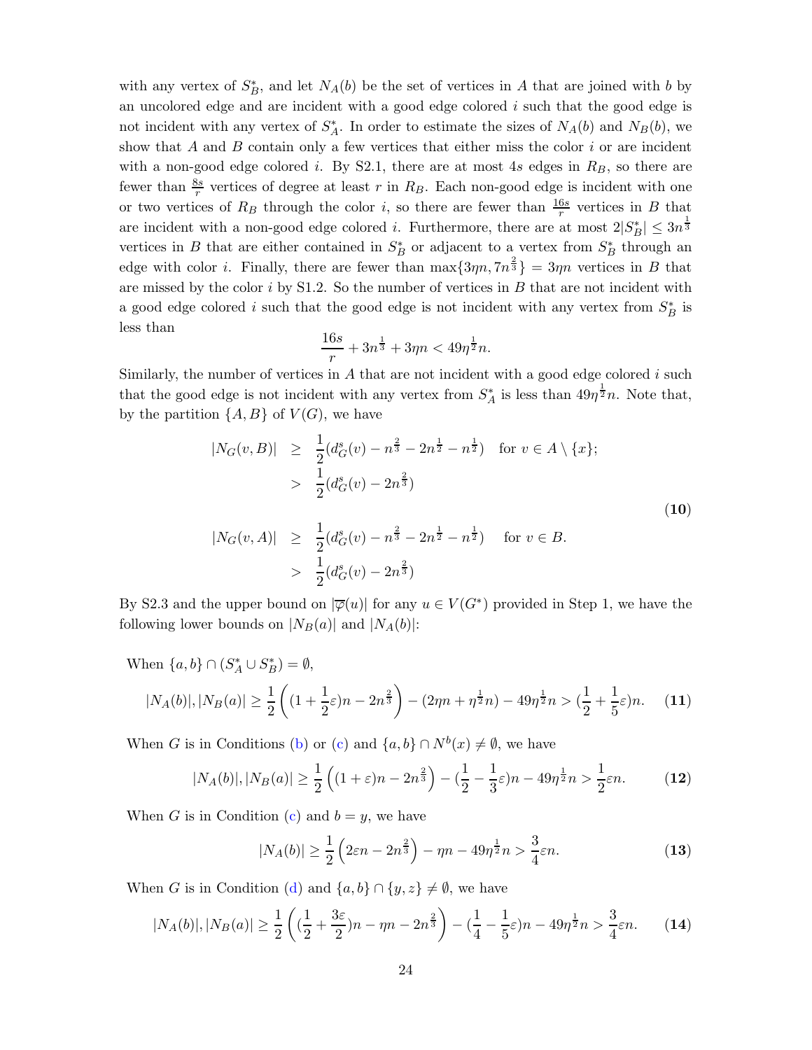with any vertex of $S_B^*$, and let $N_A(b)$ be the set of vertices in $A$ that are joined with $b$ by an uncolored edge and are incident with a good edge colored $i$ such that the good edge is not incident with any vertex of $S_A^*$. In order to estimate the sizes of $N_A(b)$ and $N_B(b)$, we show that $A$ and $B$ contain only a few vertices that either miss the color $i$ or are incident with a non-good edge colored $i$. By S2.1, there are at most $4s$ edges in $R_B$, so there are fewer than $\frac{8s}{r}$ vertices of degree at least $r$ in $R_B$. Each non-good edge is incident with one or two vertices of $R_B$ through the color $i$, so there are fewer than $\frac{16s}{r}$ vertices in $B$ that are incident with a non-good edge colored $i$. Furthermore, there are at most $2|S_B^*| \le 3n^{\frac{1}{3}}$ vertices in $B$ that are either contained in $S_B^*$ or adjacent to a vertex from $S_B^*$ through an edge with color $i$. Finally, there are fewer than $\max\{3\eta n, 7n^{\frac{2}{3}}\} = 3\eta n$ vertices in $B$ that are missed by the color $i$ by S1.2. So the number of vertices in $B$ that are not incident with a good edge colored $i$ such that the good edge is not incident with any vertex from $S_B^*$ is less than

$$\frac{16s}{r} + 3n^{\frac{1}{3}} + 3\eta n < 49\eta^{\frac{1}{2}}n.$$

Similarly, the number of vertices in $A$ that are not incident with a good edge colored $i$ such that the good edge is not incident with any vertex from $S_A^*$ is less than $49\eta^{\frac{1}{2}}n$. Note that, by the partition $\{A, B\}$ of $V(G)$, we have

$$\begin{aligned}
|N_G(v,B)| &\ge \frac{1}{2}(d_G^s(v) - n^{\frac{2}{3}} - 2n^{\frac{1}{2}} - n^{\frac{1}{2}}) \quad \text{for } v \in A \setminus \{x\};\\
&> \frac{1}{2}(d_G^s(v) - 2n^{\frac{2}{3}})\\
|N_G(v,A)| &\ge \frac{1}{2}(d_G^s(v) - n^{\frac{2}{3}} - 2n^{\frac{1}{2}} - n^{\frac{1}{2}}) \quad \text{for } v \in B.\\
&> \frac{1}{2}(d_G^s(v) - 2n^{\frac{2}{3}})
\end{aligned} \tag{10}$$

By S2.3 and the upper bound on $|\overline{\varphi}(u)|$ for any $u \in V(G^*)$ provided in Step 1, we have the following lower bounds on $|N_B(a)|$ and $|N_A(b)|$:

When $\{a, b\} \cap (S_A^* \cup S_B^*) = \emptyset$,

$$|N_A(b)|, |N_B(a)| \ge \frac{1}{2}\left((1 + \frac{1}{2}\varepsilon)n - 2n^{\frac{2}{3}}\right) - (2\eta n + \eta^{\frac{1}{2}}n) - 49\eta^{\frac{1}{2}}n > (\frac{1}{2} + \frac{1}{5}\varepsilon)n. \tag{11}$$

When $G$ is in Conditions (b) or (c) and $\{a, b\} \cap N^b(x) \neq \emptyset$, we have

$$|N_A(b)|, |N_B(a)| \ge \frac{1}{2}\left((1 + \varepsilon)n - 2n^{\frac{2}{3}}\right) - (\frac{1}{2} - \frac{1}{3}\varepsilon)n - 49\eta^{\frac{1}{2}}n > \frac{1}{2}\varepsilon n. \tag{12}$$

When $G$ is in Condition (c) and $b = y$, we have

$$|N_A(b)| \ge \frac{1}{2}\left(2\varepsilon n - 2n^{\frac{2}{3}}\right) - \eta n - 49\eta^{\frac{1}{2}}n > \frac{3}{4}\varepsilon n. \tag{13}$$

When $G$ is in Condition (d) and $\{a, b\} \cap \{y, z\} \neq \emptyset$, we have

$$|N_A(b)|, |N_B(a)| \ge \frac{1}{2}\left((\frac{1}{2} + \frac{3\varepsilon}{2})n - \eta n - 2n^{\frac{2}{3}}\right) - (\frac{1}{4} - \frac{1}{5}\varepsilon)n - 49\eta^{\frac{1}{2}}n > \frac{3}{4}\varepsilon n. \tag{14}$$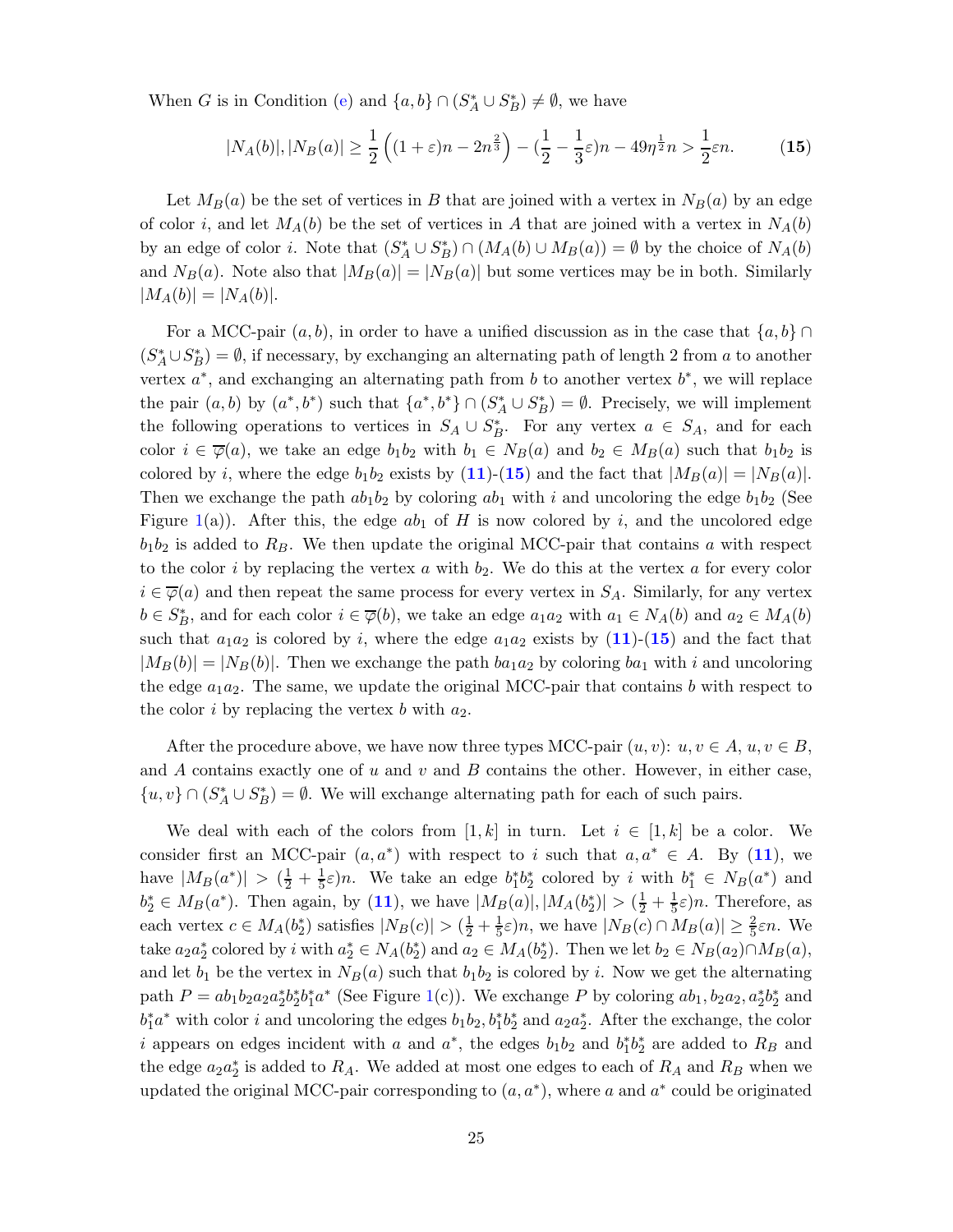When $G$ is in Condition (e) and $\{a, b\} \cap (S_A^* \cup S_B^*) \neq \emptyset$, we have

$$|N_A(b)|, |N_B(a)| \geq \frac{1}{2}\left((1+\varepsilon)n - 2n^{\frac{2}{3}}\right) - (\frac{1}{2} - \frac{1}{3}\varepsilon)n - 49\eta^{\frac{1}{2}}n > \frac{1}{2}\varepsilon n. \tag{15}$$

Let $M_B(a)$ be the set of vertices in $B$ that are joined with a vertex in $N_B(a)$ by an edge of color $i$, and let $M_A(b)$ be the set of vertices in $A$ that are joined with a vertex in $N_A(b)$ by an edge of color $i$. Note that $(S_A^* \cup S_B^*) \cap (M_A(b) \cup M_B(a)) = \emptyset$ by the choice of $N_A(b)$ and $N_B(a)$. Note also that $|M_B(a)| = |N_B(a)|$ but some vertices may be in both. Similarly $|M_A(b)| = |N_A(b)|$.

For a MCC-pair $(a, b)$, in order to have a unified discussion as in the case that $\{a, b\} \cap (S_A^* \cup S_B^*) = \emptyset$, if necessary, by exchanging an alternating path of length 2 from $a$ to another vertex $a^*$, and exchanging an alternating path from $b$ to another vertex $b^*$, we will replace the pair $(a, b)$ by $(a^*, b^*)$ such that $\{a^*, b^*\} \cap (S_A^* \cup S_B^*) = \emptyset$. Precisely, we will implement the following operations to vertices in $S_A \cup S_B^*$. For any vertex $a \in S_A$, and for each color $i \in \overline{\varphi}(a)$, we take an edge $b_1b_2$ with $b_1 \in N_B(a)$ and $b_2 \in M_B(a)$ such that $b_1b_2$ is colored by $i$, where the edge $b_1b_2$ exists by (**11**)-(**15**) and the fact that $|M_B(a)| = |N_B(a)|$. Then we exchange the path $ab_1b_2$ by coloring $ab_1$ with $i$ and uncoloring the edge $b_1b_2$ (See Figure 1(a)). After this, the edge $ab_1$ of $H$ is now colored by $i$, and the uncolored edge $b_1b_2$ is added to $R_B$. We then update the original MCC-pair that contains $a$ with respect to the color $i$ by replacing the vertex $a$ with $b_2$. We do this at the vertex $a$ for every color $i \in \overline{\varphi}(a)$ and then repeat the same process for every vertex in $S_A$. Similarly, for any vertex $b \in S_B^*$, and for each color $i \in \overline{\varphi}(b)$, we take an edge $a_1a_2$ with $a_1 \in N_A(b)$ and $a_2 \in M_A(b)$ such that $a_1a_2$ is colored by $i$, where the edge $a_1a_2$ exists by (**11**)-(**15**) and the fact that $|M_B(b)| = |N_B(b)|$. Then we exchange the path $ba_1a_2$ by coloring $ba_1$ with $i$ and uncoloring the edge $a_1a_2$. The same, we update the original MCC-pair that contains $b$ with respect to the color $i$ by replacing the vertex $b$ with $a_2$.

After the procedure above, we have now three types MCC-pair $(u, v)$: $u, v \in A$, $u, v \in B$, and $A$ contains exactly one of $u$ and $v$ and $B$ contains the other. However, in either case, $\{u, v\} \cap (S_A^* \cup S_B^*) = \emptyset$. We will exchange alternating path for each of such pairs.

We deal with each of the colors from $[1, k]$ in turn. Let $i \in [1, k]$ be a color. We consider first an MCC-pair $(a, a^*)$ with respect to $i$ such that $a, a^* \in A$. By (**11**), we have $|M_B(a^*)| > (\frac{1}{2} + \frac{1}{5}\varepsilon)n$. We take an edge $b_1^*b_2^*$ colored by $i$ with $b_1^* \in N_B(a^*)$ and $b_2^* \in M_B(a^*)$. Then again, by (**11**), we have $|M_B(a)|, |M_A(b_2^*)| > (\frac{1}{2} + \frac{1}{5}\varepsilon)n$. Therefore, as each vertex $c \in M_A(b_2^*)$ satisfies $|N_B(c)| > (\frac{1}{2} + \frac{1}{5}\varepsilon)n$, we have $|N_B(c) \cap M_B(a)| \geq \frac{2}{5}\varepsilon n$. We take $a_2a_2^*$ colored by $i$ with $a_2^* \in N_A(b_2^*)$ and $a_2 \in M_A(b_2^*)$. Then we let $b_2 \in N_B(a_2) \cap M_B(a)$, and let $b_1$ be the vertex in $N_B(a)$ such that $b_1b_2$ is colored by $i$. Now we get the alternating path $P = ab_1b_2a_2a_2^*b_2^*b_1^*a^*$ (See Figure 1(c)). We exchange $P$ by coloring $ab_1, b_2a_2, a_2^*b_2^*$ and $b_1^*a^*$ with color $i$ and uncoloring the edges $b_1b_2, b_1^*b_2^*$ and $a_2a_2^*$. After the exchange, the color $i$ appears on edges incident with $a$ and $a^*$, the edges $b_1b_2$ and $b_1^*b_2^*$ are added to $R_B$ and the edge $a_2a_2^*$ is added to $R_A$. We added at most one edges to each of $R_A$ and $R_B$ when we updated the original MCC-pair corresponding to $(a, a^*)$, where $a$ and $a^*$ could be originated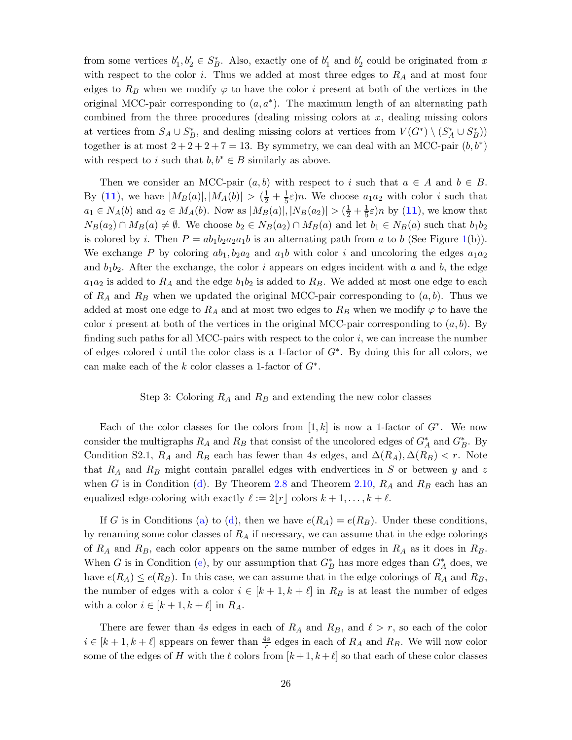from some vertices $b'_1, b'_2 \in S^*_B$. Also, exactly one of $b'_1$ and $b'_2$ could be originated from $x$ with respect to the color $i$. Thus we added at most three edges to $R_A$ and at most four edges to $R_B$ when we modify $\varphi$ to have the color $i$ present at both of the vertices in the original MCC-pair corresponding to $(a, a^*)$. The maximum length of an alternating path combined from the three procedures (dealing missing colors at $x$, dealing missing colors at vertices from $S_A \cup S^*_B$, and dealing missing colors at vertices from $V(G^*) \setminus (S^*_A \cup S^*_B)$) together is at most $2+2+2+7=13$. By symmetry, we can deal with an MCC-pair $(b, b^*)$ with respect to $i$ such that $b, b^* \in B$ similarly as above.

Then we consider an MCC-pair $(a, b)$ with respect to $i$ such that $a \in A$ and $b \in B$. By (**11**), we have $|M_B(a)|, |M_A(b)| > (\frac{1}{2} + \frac{1}{5}\varepsilon)n$. We choose $a_1a_2$ with color $i$ such that $a_1 \in N_A(b)$ and $a_2 \in M_A(b)$. Now as $|M_B(a)|, |N_B(a_2)| > (\frac{1}{2} + \frac{1}{5}\varepsilon)n$ by (**11**), we know that $N_B(a_2) \cap M_B(a) \neq \emptyset$. We choose $b_2 \in N_B(a_2) \cap M_B(a)$ and let $b_1 \in N_B(a)$ such that $b_1b_2$ is colored by $i$. Then $P = ab_1b_2a_2a_1b$ is an alternating path from $a$ to $b$ (See Figure 1(b)). We exchange $P$ by coloring $ab_1, b_2a_2$ and $a_1b$ with color $i$ and uncoloring the edges $a_1a_2$ and $b_1b_2$. After the exchange, the color $i$ appears on edges incident with $a$ and $b$, the edge $a_1a_2$ is added to $R_A$ and the edge $b_1b_2$ is added to $R_B$. We added at most one edge to each of $R_A$ and $R_B$ when we updated the original MCC-pair corresponding to $(a, b)$. Thus we added at most one edge to $R_A$ and at most two edges to $R_B$ when we modify $\varphi$ to have the color $i$ present at both of the vertices in the original MCC-pair corresponding to $(a, b)$. By finding such paths for all MCC-pairs with respect to the color $i$, we can increase the number of edges colored $i$ until the color class is a 1-factor of $G^*$. By doing this for all colors, we can make each of the $k$ color classes a 1-factor of $G^*$.

Step 3: Coloring $R_A$ and $R_B$ and extending the new color classes

Each of the color classes for the colors from $[1, k]$ is now a 1-factor of $G^*$. We now consider the multigraphs $R_A$ and $R_B$ that consist of the uncolored edges of $G^*_A$ and $G^*_B$. By Condition S2.1, $R_A$ and $R_B$ each has fewer than $4s$ edges, and $\Delta(R_A), \Delta(R_B) < r$. Note that $R_A$ and $R_B$ might contain parallel edges with endvertices in $S$ or between $y$ and $z$ when $G$ is in Condition (d). By Theorem 2.8 and Theorem 2.10, $R_A$ and $R_B$ each has an equalized edge-coloring with exactly $\ell := 2\lfloor r \rfloor$ colors $k+1, \ldots, k+\ell$.

If $G$ is in Conditions (a) to (d), then we have $e(R_A) = e(R_B)$. Under these conditions, by renaming some color classes of $R_A$ if necessary, we can assume that in the edge colorings of $R_A$ and $R_B$, each color appears on the same number of edges in $R_A$ as it does in $R_B$. When $G$ is in Condition (e), by our assumption that $G^*_B$ has more edges than $G^*_A$ does, we have $e(R_A) \le e(R_B)$. In this case, we can assume that in the edge colorings of $R_A$ and $R_B$, the number of edges with a color $i \in [k+1, k+\ell]$ in $R_B$ is at least the number of edges with a color $i \in [k+1, k+\ell]$ in $R_A$.

There are fewer than $4s$ edges in each of $R_A$ and $R_B$, and $\ell > r$, so each of the color $i \in [k+1, k+\ell]$ appears on fewer than $\frac{4s}{r}$ edges in each of $R_A$ and $R_B$. We will now color some of the edges of $H$ with the $\ell$ colors from $[k+1, k+\ell]$ so that each of these color classes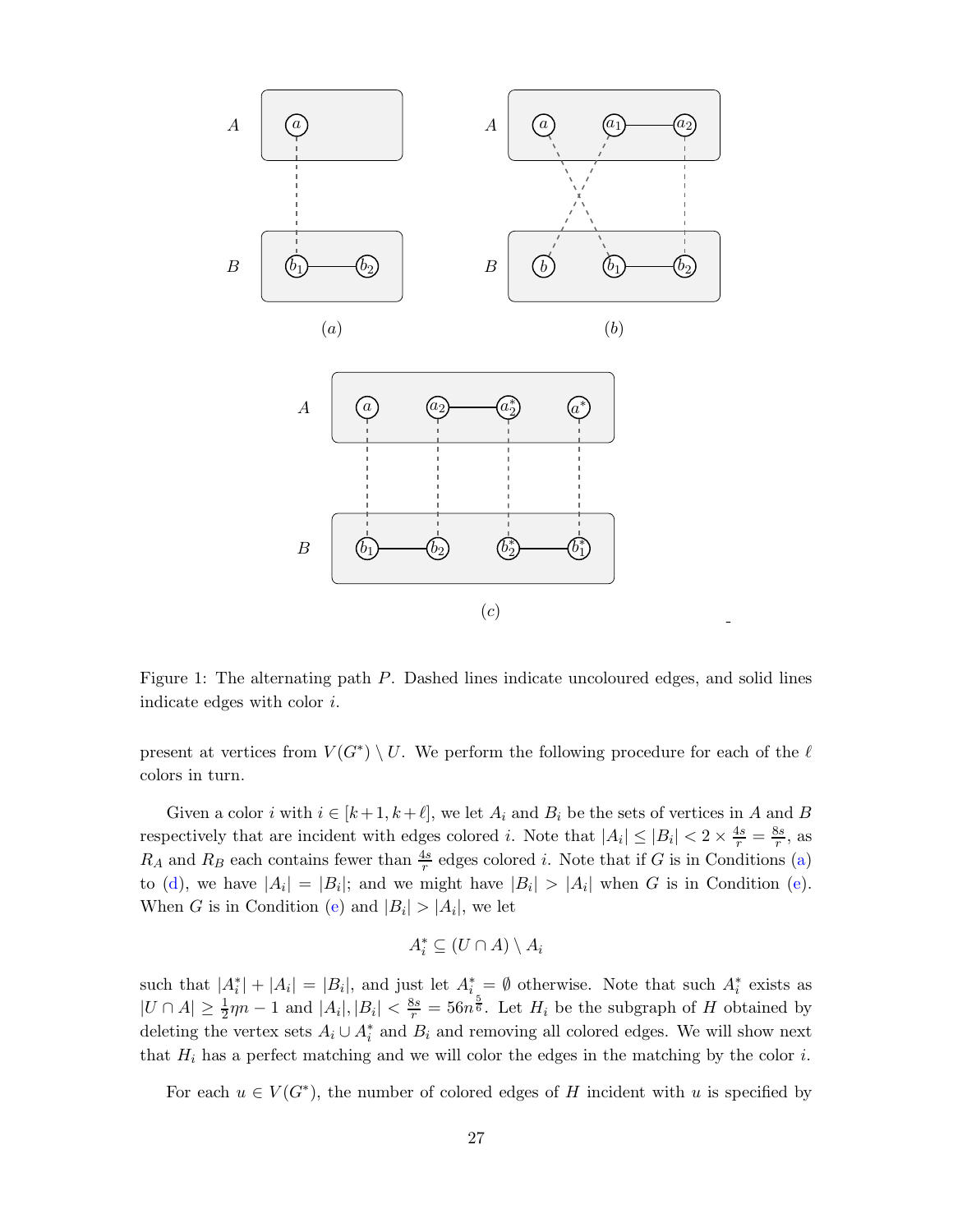Figure 1: The alternating path $P$. Dashed lines indicate uncoloured edges, and solid lines indicate edges with color $i$.

present at vertices from $V(G^*) \setminus U$. We perform the following procedure for each of the $\ell$ colors in turn.

Given a color $i$ with $i \in [k+1, k+\ell]$, we let $A_i$ and $B_i$ be the sets of vertices in $A$ and $B$ respectively that are incident with edges colored $i$. Note that $|A_i| \leq |B_i| < 2 \times \frac{4s}{r} = \frac{8s}{r}$, as $R_A$ and $R_B$ each contains fewer than $\frac{4s}{r}$ edges colored $i$. Note that if $G$ is in Conditions (a) to (d), we have $|A_i| = |B_i|$; and we might have $|B_i| > |A_i|$ when $G$ is in Condition (e). When $G$ is in Condition (e) and $|B_i| > |A_i|$, we let

$$A_i^* \subseteq (U \cap A) \setminus A_i$$

such that $|A_i^*| + |A_i| = |B_i|$, and just let $A_i^* = \emptyset$ otherwise. Note that such $A_i^*$ exists as $|U \cap A| \geq \frac{1}{2}\eta n - 1$ and $|A_i|, |B_i| < \frac{8s}{r} = 56n^{\frac{5}{6}}$. Let $H_i$ be the subgraph of $H$ obtained by deleting the vertex sets $A_i \cup A_i^*$ and $B_i$ and removing all colored edges. We will show next that $H_i$ has a perfect matching and we will color the edges in the matching by the color $i$.

For each $u \in V(G^*)$, the number of colored edges of $H$ incident with $u$ is specified by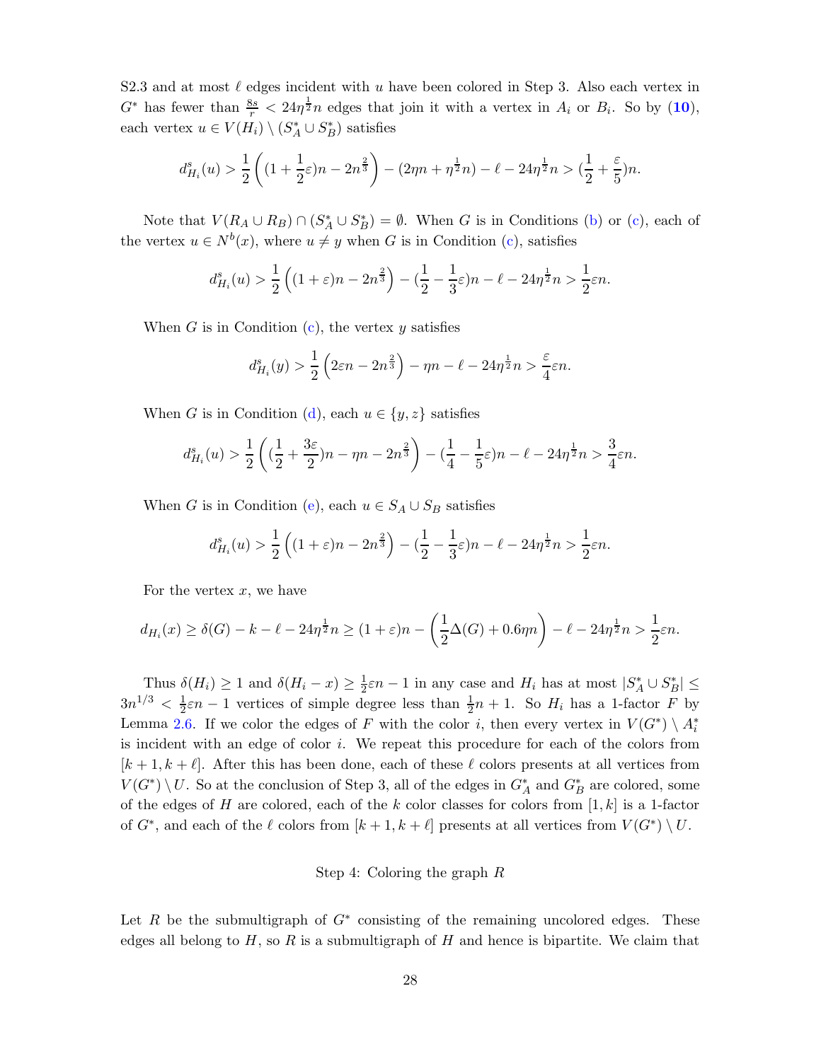S2.3 and at most $\ell$ edges incident with $u$ have been colored in Step 3. Also each vertex in $G^*$ has fewer than $\frac{8s}{r} < 24\eta^{\frac{1}{2}}n$ edges that join it with a vertex in $A_i$ or $B_i$. So by (10), each vertex $u \in V(H_i) \setminus (S_A^* \cup S_B^*)$ satisfies

$$d^s_{H_i}(u) > \frac{1}{2}\left((1+\frac{1}{2}\varepsilon)n - 2n^{\frac{2}{3}}\right) - (2\eta n + \eta^{\frac{1}{2}}n) - \ell - 24\eta^{\frac{1}{2}}n > (\frac{1}{2}+\frac{\varepsilon}{5})n.$$

Note that $V(R_A \cup R_B) \cap (S_A^* \cup S_B^*) = \emptyset$. When $G$ is in Conditions (b) or (c), each of the vertex $u \in N^b(x)$, where $u \neq y$ when $G$ is in Condition (c), satisfies

$$d^s_{H_i}(u) > \frac{1}{2}\left((1+\varepsilon)n - 2n^{\frac{2}{3}}\right) - (\frac{1}{2}-\frac{1}{3}\varepsilon)n - \ell - 24\eta^{\frac{1}{2}}n > \frac{1}{2}\varepsilon n.$$

When $G$ is in Condition (c), the vertex $y$ satisfies

$$d^s_{H_i}(y) > \frac{1}{2}\left(2\varepsilon n - 2n^{\frac{2}{3}}\right) - \eta n - \ell - 24\eta^{\frac{1}{2}}n > \frac{\varepsilon}{4}\varepsilon n.$$

When $G$ is in Condition (d), each $u \in \{y, z\}$ satisfies

$$d^s_{H_i}(u) > \frac{1}{2}\left((\frac{1}{2}+\frac{3\varepsilon}{2})n - \eta n - 2n^{\frac{2}{3}}\right) - (\frac{1}{4}-\frac{1}{5}\varepsilon)n - \ell - 24\eta^{\frac{1}{2}}n > \frac{3}{4}\varepsilon n.$$

When $G$ is in Condition (e), each $u \in S_A \cup S_B$ satisfies

$$d^s_{H_i}(u) > \frac{1}{2}\left((1+\varepsilon)n - 2n^{\frac{2}{3}}\right) - (\frac{1}{2}-\frac{1}{3}\varepsilon)n - \ell - 24\eta^{\frac{1}{2}}n > \frac{1}{2}\varepsilon n.$$

For the vertex $x$, we have

$$d_{H_i}(x) \geq \delta(G) - k - \ell - 24\eta^{\frac{1}{2}}n \geq (1+\varepsilon)n - \left(\frac{1}{2}\Delta(G) + 0.6\eta n\right) - \ell - 24\eta^{\frac{1}{2}}n > \frac{1}{2}\varepsilon n.$$

Thus $\delta(H_i) \geq 1$ and $\delta(H_i - x) \geq \frac{1}{2}\varepsilon n - 1$ in any case and $H_i$ has at most $|S_A^* \cup S_B^*| \leq 3n^{1/3} < \frac{1}{2}\varepsilon n - 1$ vertices of simple degree less than $\frac{1}{2}n + 1$. So $H_i$ has a 1-factor $F$ by Lemma 2.6. If we color the edges of $F$ with the color $i$, then every vertex in $V(G^*) \setminus A_i^*$ is incident with an edge of color $i$. We repeat this procedure for each of the colors from $[k+1, k+\ell]$. After this has been done, each of these $\ell$ colors presents at all vertices from $V(G^*) \setminus U$. So at the conclusion of Step 3, all of the edges in $G_A^*$ and $G_B^*$ are colored, some of the edges of $H$ are colored, each of the $k$ color classes for colors from $[1, k]$ is a 1-factor of $G^*$, and each of the $\ell$ colors from $[k+1, k+\ell]$ presents at all vertices from $V(G^*) \setminus U$.

Step 4: Coloring the graph $R$

Let $R$ be the submultigraph of $G^*$ consisting of the remaining uncolored edges. These edges all belong to $H$, so $R$ is a submultigraph of $H$ and hence is bipartite. We claim that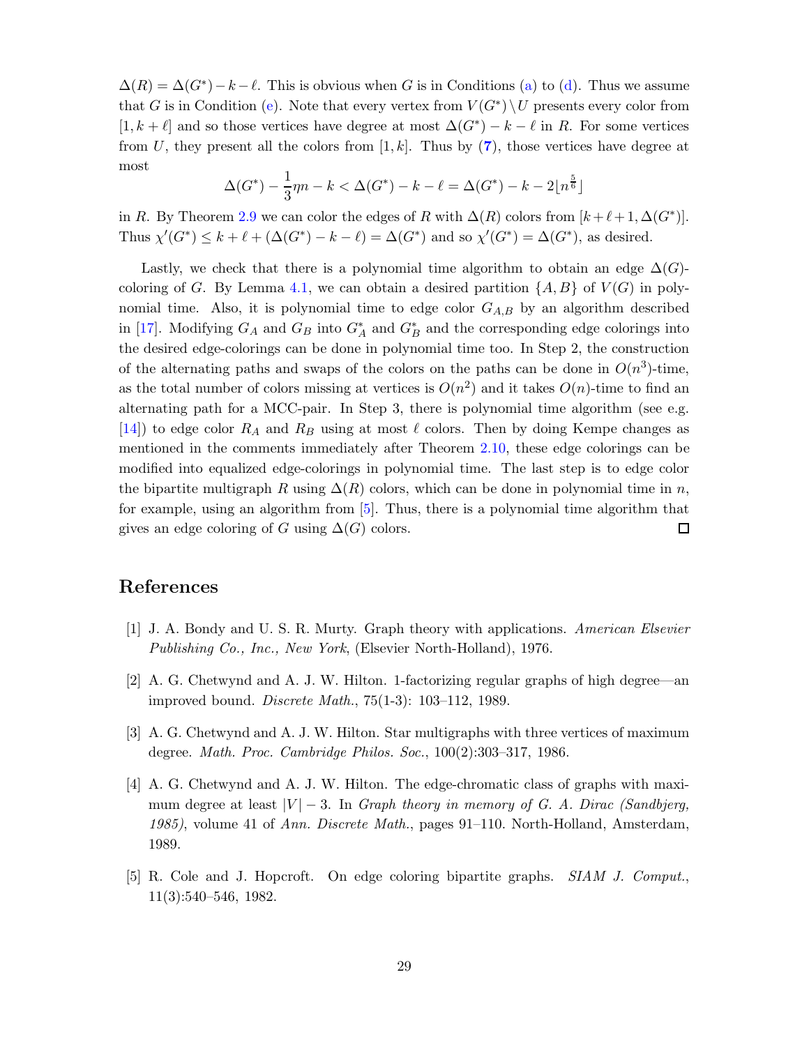$\Delta(R) = \Delta(G^*) - k - \ell$. This is obvious when $G$ is in Conditions (a) to (d). Thus we assume that $G$ is in Condition (e). Note that every vertex from $V(G^*) \setminus U$ presents every color from $[1, k+\ell]$ and so those vertices have degree at most $\Delta(G^*) - k - \ell$ in $R$. For some vertices from $U$, they present all the colors from $[1, k]$. Thus by (7), those vertices have degree at most

$$\Delta(G^*) - \frac{1}{3}\eta n - k < \Delta(G^*) - k - \ell = \Delta(G^*) - k - 2\lfloor n^{\frac{5}{6}} \rfloor$$

in $R$. By Theorem 2.9 we can color the edges of $R$ with $\Delta(R)$ colors from $[k+\ell+1, \Delta(G^*)]$. Thus $\chi'(G^*) \le k + \ell + (\Delta(G^*) - k - \ell) = \Delta(G^*)$ and so $\chi'(G^*) = \Delta(G^*)$, as desired.

Lastly, we check that there is a polynomial time algorithm to obtain an edge $\Delta(G)$-coloring of $G$. By Lemma 4.1, we can obtain a desired partition $\{A, B\}$ of $V(G)$ in polynomial time. Also, it is polynomial time to edge color $G_{A,B}$ by an algorithm described in [17]. Modifying $G_A$ and $G_B$ into $G_A^*$ and $G_B^*$ and the corresponding edge colorings into the desired edge-colorings can be done in polynomial time too. In Step 2, the construction of the alternating paths and swaps of the colors on the paths can be done in $O(n^3)$-time, as the total number of colors missing at vertices is $O(n^2)$ and it takes $O(n)$-time to find an alternating path for a MCC-pair. In Step 3, there is polynomial time algorithm (see e.g. [14]) to edge color $R_A$ and $R_B$ using at most $\ell$ colors. Then by doing Kempe changes as mentioned in the comments immediately after Theorem 2.10, these edge colorings can be modified into equalized edge-colorings in polynomial time. The last step is to edge color the bipartite multigraph $R$ using $\Delta(R)$ colors, which can be done in polynomial time in $n$, for example, using an algorithm from [5]. Thus, there is a polynomial time algorithm that gives an edge coloring of $G$ using $\Delta(G)$ colors. □

## References

[1] J. A. Bondy and U. S. R. Murty. Graph theory with applications. *American Elsevier Publishing Co., Inc., New York*, (Elsevier North-Holland), 1976.

[2] A. G. Chetwynd and A. J. W. Hilton. 1-factorizing regular graphs of high degree—an improved bound. *Discrete Math.*, 75(1-3): 103–112, 1989.

[3] A. G. Chetwynd and A. J. W. Hilton. Star multigraphs with three vertices of maximum degree. *Math. Proc. Cambridge Philos. Soc.*, 100(2):303–317, 1986.

[4] A. G. Chetwynd and A. J. W. Hilton. The edge-chromatic class of graphs with maximum degree at least $|V| - 3$. In *Graph theory in memory of G. A. Dirac (Sandbjerg, 1985)*, volume 41 of *Ann. Discrete Math.*, pages 91–110. North-Holland, Amsterdam, 1989.

[5] R. Cole and J. Hopcroft. On edge coloring bipartite graphs. *SIAM J. Comput.*, 11(3):540–546, 1982.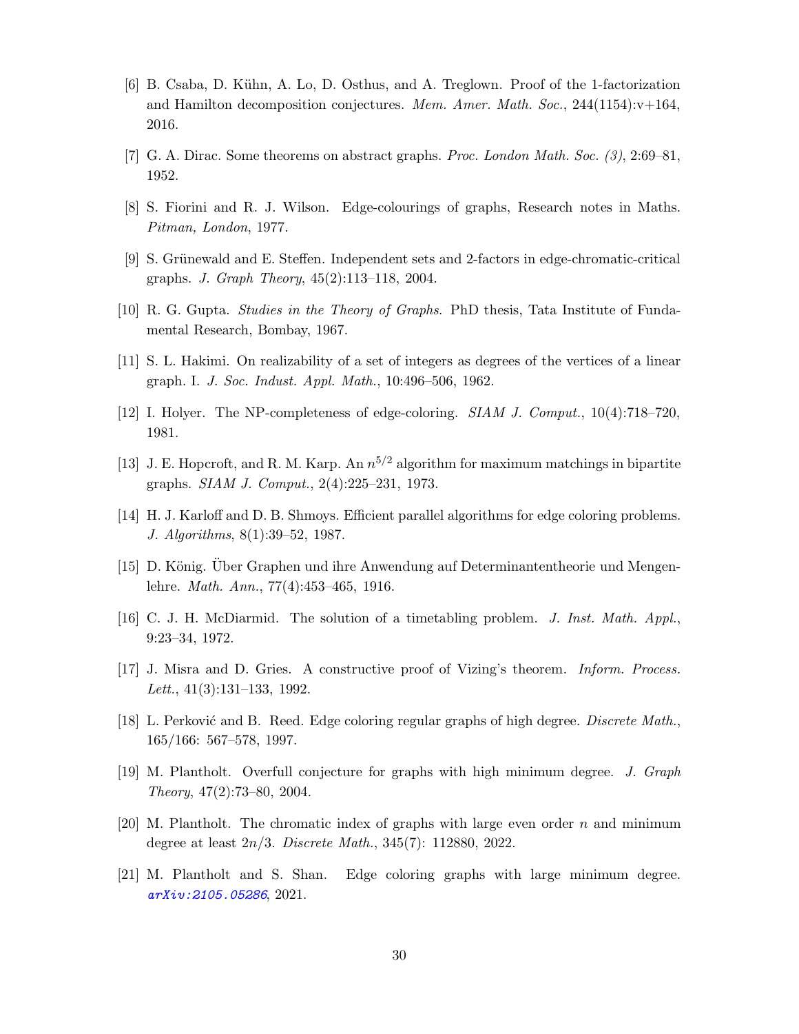[6] B. Csaba, D. Kühn, A. Lo, D. Osthus, and A. Treglown. Proof of the 1-factorization and Hamilton decomposition conjectures. *Mem. Amer. Math. Soc.*, 244(1154):v+164, 2016.

[7] G. A. Dirac. Some theorems on abstract graphs. *Proc. London Math. Soc. (3)*, 2:69–81, 1952.

[8] S. Fiorini and R. J. Wilson. Edge-colourings of graphs, Research notes in Maths. *Pitman, London*, 1977.

[9] S. Grünewald and E. Steffen. Independent sets and 2-factors in edge-chromatic-critical graphs. *J. Graph Theory*, 45(2):113–118, 2004.

[10] R. G. Gupta. *Studies in the Theory of Graphs*. PhD thesis, Tata Institute of Fundamental Research, Bombay, 1967.

[11] S. L. Hakimi. On realizability of a set of integers as degrees of the vertices of a linear graph. I. *J. Soc. Indust. Appl. Math.*, 10:496–506, 1962.

[12] I. Holyer. The NP-completeness of edge-coloring. *SIAM J. Comput.*, 10(4):718–720, 1981.

[13] J. E. Hopcroft, and R. M. Karp. An $n^{5/2}$ algorithm for maximum matchings in bipartite graphs. *SIAM J. Comput.*, 2(4):225–231, 1973.

[14] H. J. Karloff and D. B. Shmoys. Efficient parallel algorithms for edge coloring problems. *J. Algorithms*, 8(1):39–52, 1987.

[15] D. König. Über Graphen und ihre Anwendung auf Determinantentheorie und Mengenlehre. *Math. Ann.*, 77(4):453–465, 1916.

[16] C. J. H. McDiarmid. The solution of a timetabling problem. *J. Inst. Math. Appl.*, 9:23–34, 1972.

[17] J. Misra and D. Gries. A constructive proof of Vizing's theorem. *Inform. Process. Lett.*, 41(3):131–133, 1992.

[18] L. Perković and B. Reed. Edge coloring regular graphs of high degree. *Discrete Math.*, 165/166: 567–578, 1997.

[19] M. Plantholt. Overfull conjecture for graphs with high minimum degree. *J. Graph Theory*, 47(2):73–80, 2004.

[20] M. Plantholt. The chromatic index of graphs with large even order $n$ and minimum degree at least $2n/3$. *Discrete Math.*, 345(7): 112880, 2022.

[21] M. Plantholt and S. Shan. Edge coloring graphs with large minimum degree. *arXiv:2105.05286*, 2021.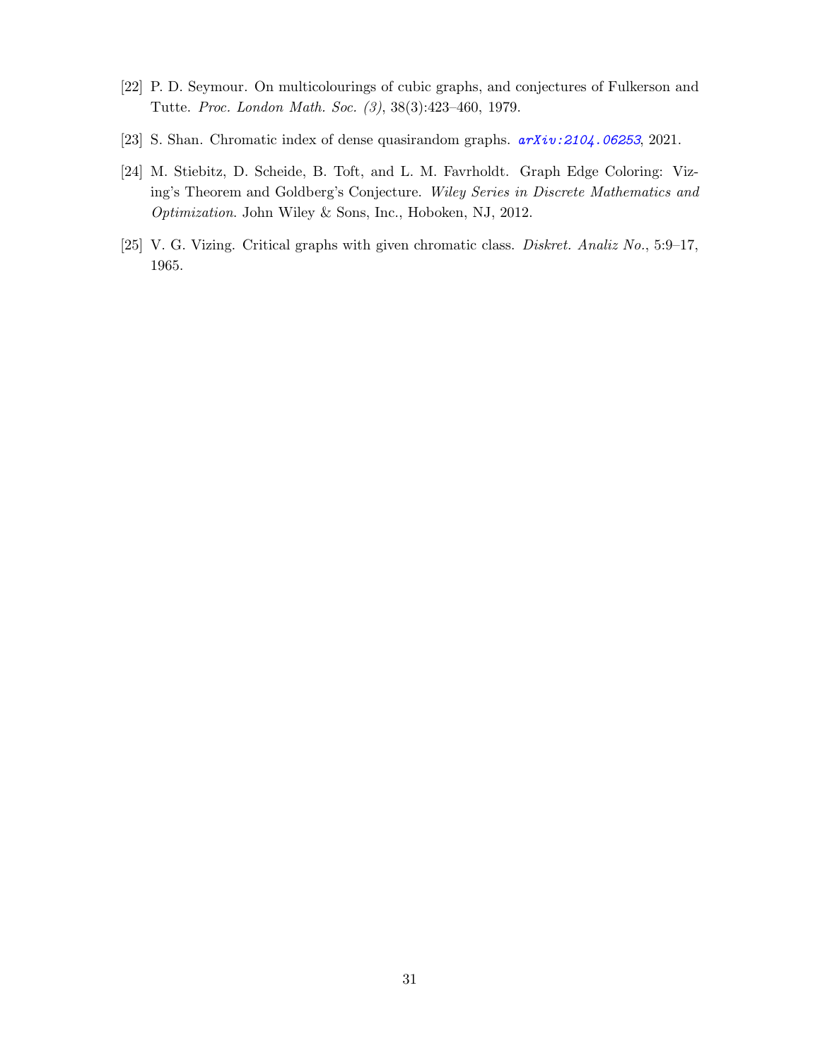[22] P. D. Seymour. On multicolourings of cubic graphs, and conjectures of Fulkerson and Tutte. *Proc. London Math. Soc. (3)*, 38(3):423–460, 1979.

[23] S. Shan. Chromatic index of dense quasirandom graphs. *arXiv:2104.06253*, 2021.

[24] M. Stiebitz, D. Scheide, B. Toft, and L. M. Favrholdt. Graph Edge Coloring: Vizing's Theorem and Goldberg's Conjecture. *Wiley Series in Discrete Mathematics and Optimization.* John Wiley & Sons, Inc., Hoboken, NJ, 2012.

[25] V. G. Vizing. Critical graphs with given chromatic class. *Diskret. Analiz No.*, 5:9–17, 1965.